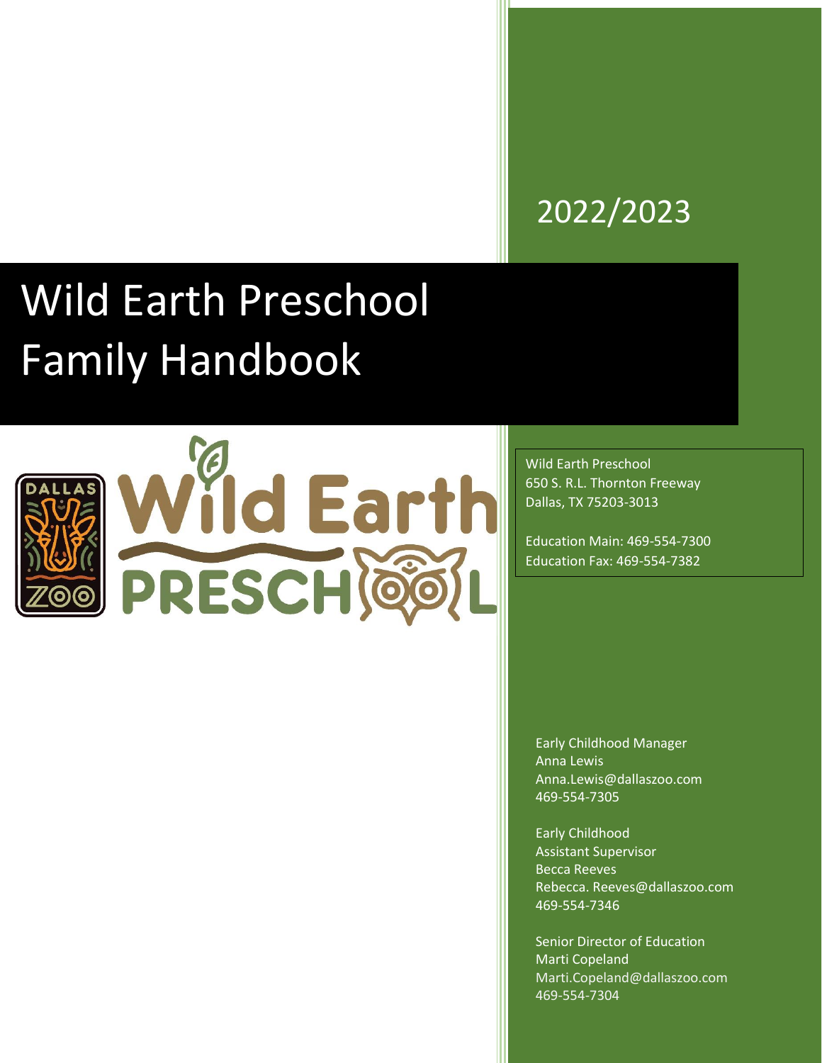2022/2023

# Wild Earth Preschool Family Handbook

Wild Earth Preschool
650 S. R.L. Thornton Freeway
Dallas, TX 75203-3013

Education Main: 469-554-7300
Education Fax: 469-554-7382

Early Childhood Manager
Anna Lewis
Anna.Lewis@dallaszoo.com
469-554-7305

Early Childhood
Assistant Supervisor
Becca Reeves
Rebecca. Reeves@dallaszoo.com
469-554-7346

Senior Director of Education
Marti Copeland
Marti.Copeland@dallaszoo.com
469-554-7304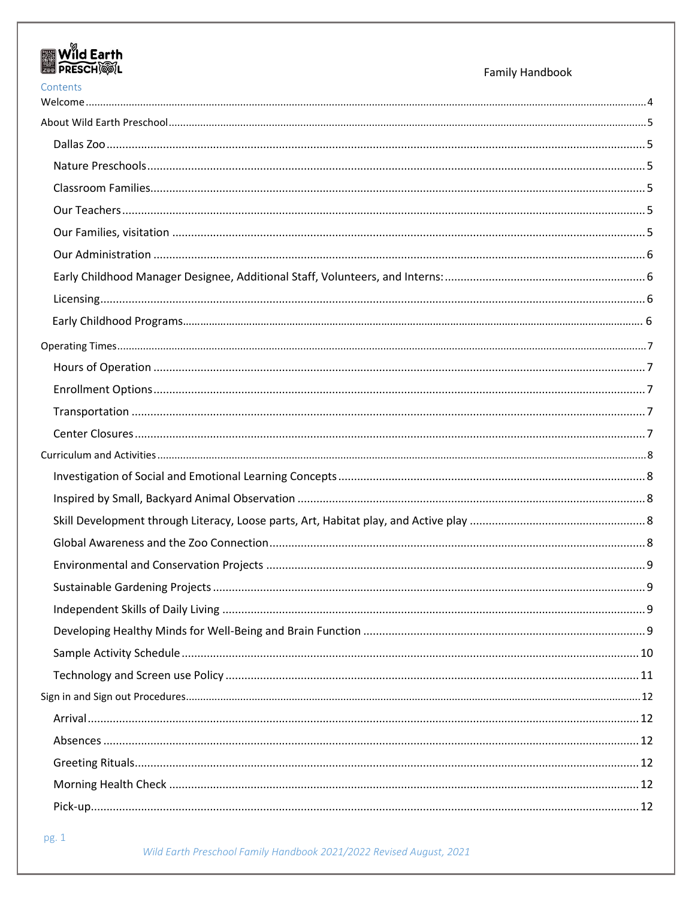Contents

- Welcome ... 4
- About Wild Earth Preschool ... 5
  - Dallas Zoo ... 5
  - Nature Preschools ... 5
  - Classroom Families ... 5
  - Our Teachers ... 5
  - Our Families, visitation ... 5
  - Our Administration ... 6
  - Early Childhood Manager Designee, Additional Staff, Volunteers, and Interns: ... 6
  - Licensing ... 6
  - Early Childhood Programs ... 6
- Operating Times ... 7
  - Hours of Operation ... 7
  - Enrollment Options ... 7
  - Transportation ... 7
  - Center Closures ... 7
- Curriculum and Activities ... 8
  - Investigation of Social and Emotional Learning Concepts ... 8
  - Inspired by Small, Backyard Animal Observation ... 8
  - Skill Development through Literacy, Loose parts, Art, Habitat play, and Active play ... 8
  - Global Awareness and the Zoo Connection ... 8
  - Environmental and Conservation Projects ... 9
  - Sustainable Gardening Projects ... 9
  - Independent Skills of Daily Living ... 9
  - Developing Healthy Minds for Well-Being and Brain Function ... 9
  - Sample Activity Schedule ... 10
  - Technology and Screen use Policy ... 11
- Sign in and Sign out Procedures ... 12
  - Arrival ... 12
  - Absences ... 12
  - Greeting Rituals ... 12
  - Morning Health Check ... 12
  - Pick-up ... 12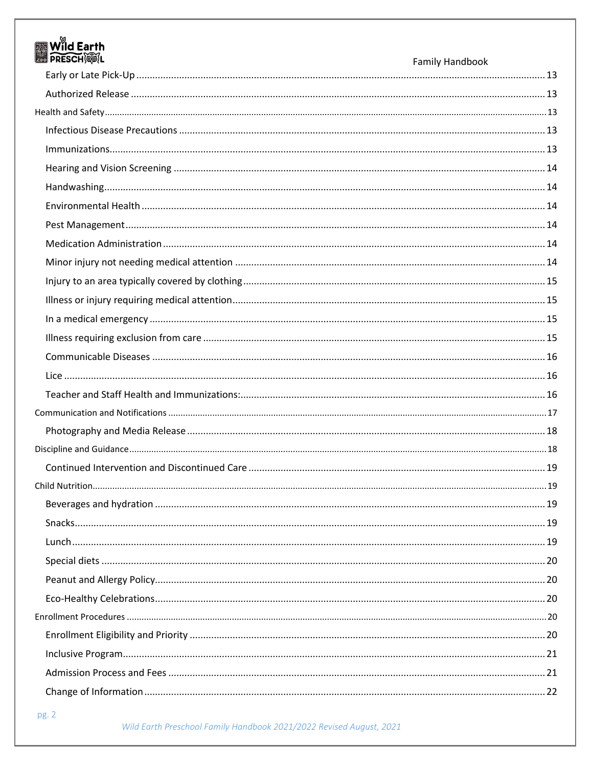- Early or Late Pick-Up ........ 13
- Authorized Release ........ 13

Health and Safety ........ 13

- Infectious Disease Precautions ........ 13
- Immunizations ........ 13
- Hearing and Vision Screening ........ 14
- Handwashing ........ 14
- Environmental Health ........ 14
- Pest Management ........ 14
- Medication Administration ........ 14
- Minor injury not needing medical attention ........ 14
- Injury to an area typically covered by clothing ........ 15
- Illness or injury requiring medical attention ........ 15
- In a medical emergency ........ 15
- Illness requiring exclusion from care ........ 15
- Communicable Diseases ........ 16
- Lice ........ 16
- Teacher and Staff Health and Immunizations: ........ 16

Communication and Notifications ........ 17

- Photography and Media Release ........ 18

Discipline and Guidance ........ 18

- Continued Intervention and Discontinued Care ........ 19

Child Nutrition ........ 19

- Beverages and hydration ........ 19
- Snacks ........ 19
- Lunch ........ 19
- Special diets ........ 20
- Peanut and Allergy Policy ........ 20
- Eco-Healthy Celebrations ........ 20

Enrollment Procedures ........ 20

- Enrollment Eligibility and Priority ........ 20
- Inclusive Program ........ 21
- Admission Process and Fees ........ 21
- Change of Information ........ 22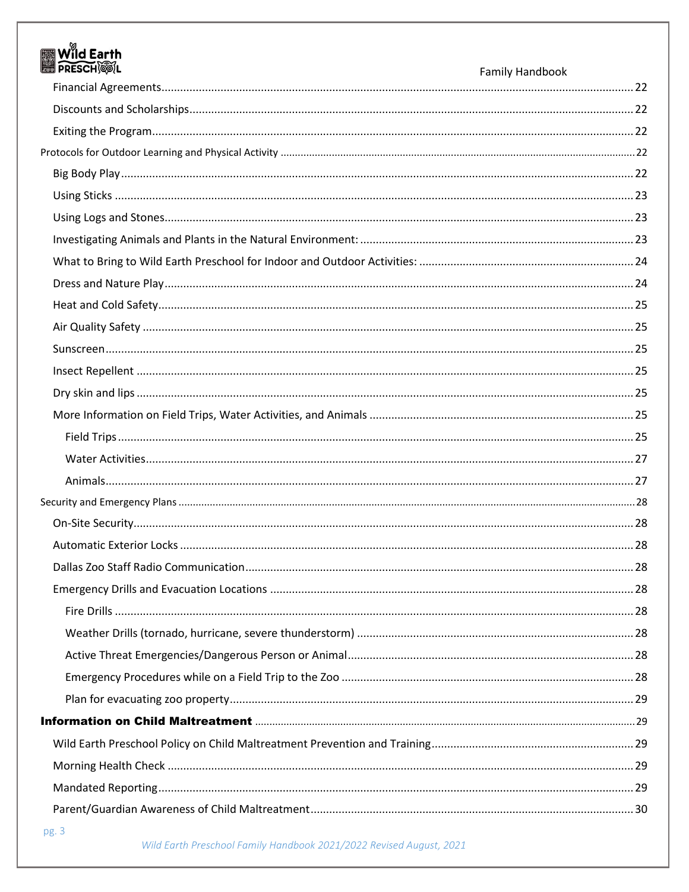Financial Agreements ........ 22

Discounts and Scholarships ........ 22

Exiting the Program ........ 22

Protocols for Outdoor Learning and Physical Activity ........ 22

Big Body Play ........ 22

Using Sticks ........ 23

Using Logs and Stones ........ 23

Investigating Animals and Plants in the Natural Environment: ........ 23

What to Bring to Wild Earth Preschool for Indoor and Outdoor Activities: ........ 24

Dress and Nature Play ........ 24

Heat and Cold Safety ........ 25

Air Quality Safety ........ 25

Sunscreen ........ 25

Insect Repellent ........ 25

Dry skin and lips ........ 25

More Information on Field Trips, Water Activities, and Animals ........ 25

Field Trips ........ 25

Water Activities ........ 27

Animals ........ 27

Security and Emergency Plans ........ 28

On-Site Security ........ 28

Automatic Exterior Locks ........ 28

Dallas Zoo Staff Radio Communication ........ 28

Emergency Drills and Evacuation Locations ........ 28

Fire Drills ........ 28

Weather Drills (tornado, hurricane, severe thunderstorm) ........ 28

Active Threat Emergencies/Dangerous Person or Animal ........ 28

Emergency Procedures while on a Field Trip to the Zoo ........ 28

Plan for evacuating zoo property ........ 29

**Information on Child Maltreatment** ........ 29

Wild Earth Preschool Policy on Child Maltreatment Prevention and Training ........ 29

Morning Health Check ........ 29

Mandated Reporting ........ 29

Parent/Guardian Awareness of Child Maltreatment ........ 30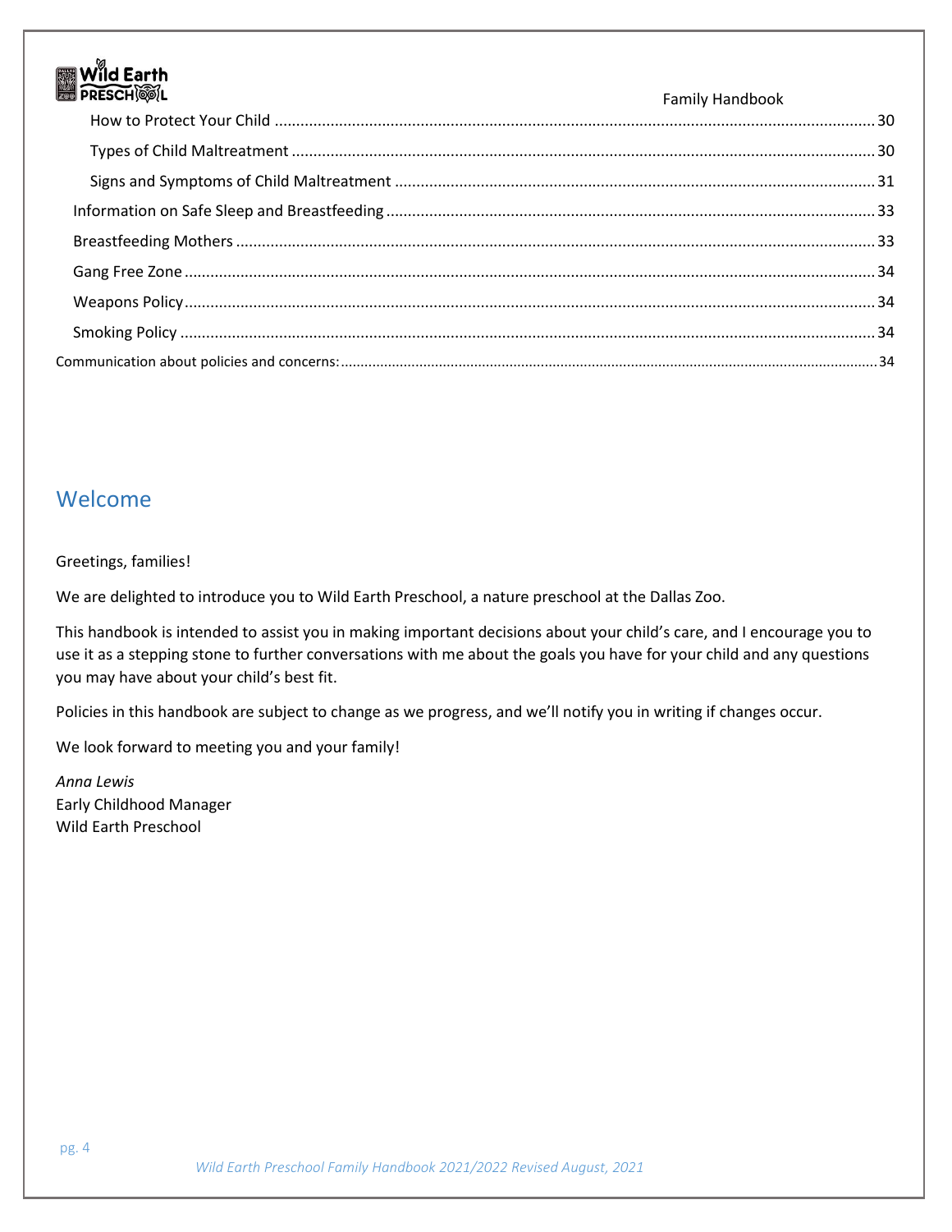How to Protect Your Child .......... 30

Types of Child Maltreatment .......... 30

Signs and Symptoms of Child Maltreatment .......... 31

Information on Safe Sleep and Breastfeeding .......... 33

Breastfeeding Mothers .......... 33

Gang Free Zone .......... 34

Weapons Policy .......... 34

Smoking Policy .......... 34

Communication about policies and concerns: .......... 34

## Welcome

Greetings, families!

We are delighted to introduce you to Wild Earth Preschool, a nature preschool at the Dallas Zoo.

This handbook is intended to assist you in making important decisions about your child's care, and I encourage you to use it as a stepping stone to further conversations with me about the goals you have for your child and any questions you may have about your child's best fit.

Policies in this handbook are subject to change as we progress, and we'll notify you in writing if changes occur.

We look forward to meeting you and your family!

*Anna Lewis*
Early Childhood Manager
Wild Earth Preschool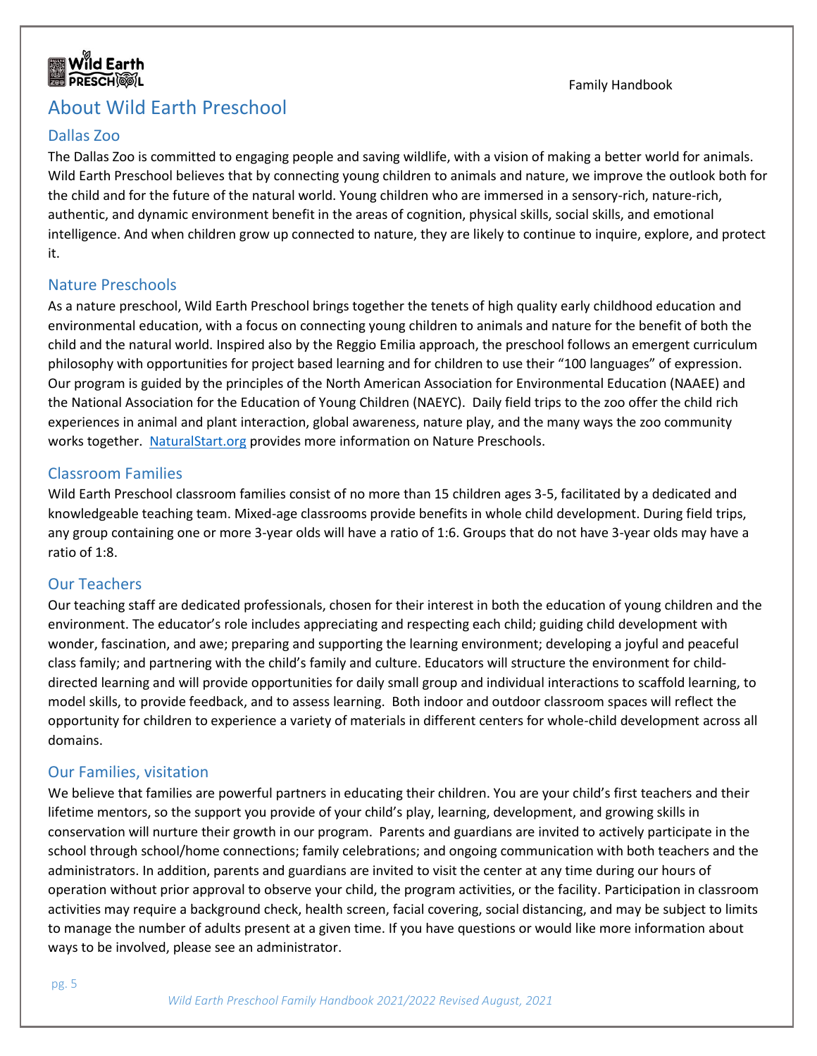# About Wild Earth Preschool

## Dallas Zoo

The Dallas Zoo is committed to engaging people and saving wildlife, with a vision of making a better world for animals. Wild Earth Preschool believes that by connecting young children to animals and nature, we improve the outlook both for the child and for the future of the natural world. Young children who are immersed in a sensory-rich, nature-rich, authentic, and dynamic environment benefit in the areas of cognition, physical skills, social skills, and emotional intelligence. And when children grow up connected to nature, they are likely to continue to inquire, explore, and protect it.

## Nature Preschools

As a nature preschool, Wild Earth Preschool brings together the tenets of high quality early childhood education and environmental education, with a focus on connecting young children to animals and nature for the benefit of both the child and the natural world. Inspired also by the Reggio Emilia approach, the preschool follows an emergent curriculum philosophy with opportunities for project based learning and for children to use their "100 languages" of expression. Our program is guided by the principles of the North American Association for Environmental Education (NAAEE) and the National Association for the Education of Young Children (NAEYC). Daily field trips to the zoo offer the child rich experiences in animal and plant interaction, global awareness, nature play, and the many ways the zoo community works together. [NaturalStart.org](http://NaturalStart.org) provides more information on Nature Preschools.

## Classroom Families

Wild Earth Preschool classroom families consist of no more than 15 children ages 3-5, facilitated by a dedicated and knowledgeable teaching team. Mixed-age classrooms provide benefits in whole child development. During field trips, any group containing one or more 3-year olds will have a ratio of 1:6. Groups that do not have 3-year olds may have a ratio of 1:8.

## Our Teachers

Our teaching staff are dedicated professionals, chosen for their interest in both the education of young children and the environment. The educator's role includes appreciating and respecting each child; guiding child development with wonder, fascination, and awe; preparing and supporting the learning environment; developing a joyful and peaceful class family; and partnering with the child's family and culture. Educators will structure the environment for child-directed learning and will provide opportunities for daily small group and individual interactions to scaffold learning, to model skills, to provide feedback, and to assess learning. Both indoor and outdoor classroom spaces will reflect the opportunity for children to experience a variety of materials in different centers for whole-child development across all domains.

## Our Families, visitation

We believe that families are powerful partners in educating their children. You are your child's first teachers and their lifetime mentors, so the support you provide of your child's play, learning, development, and growing skills in conservation will nurture their growth in our program. Parents and guardians are invited to actively participate in the school through school/home connections; family celebrations; and ongoing communication with both teachers and the administrators. In addition, parents and guardians are invited to visit the center at any time during our hours of operation without prior approval to observe your child, the program activities, or the facility. Participation in classroom activities may require a background check, health screen, facial covering, social distancing, and may be subject to limits to manage the number of adults present at a given time. If you have questions or would like more information about ways to be involved, please see an administrator.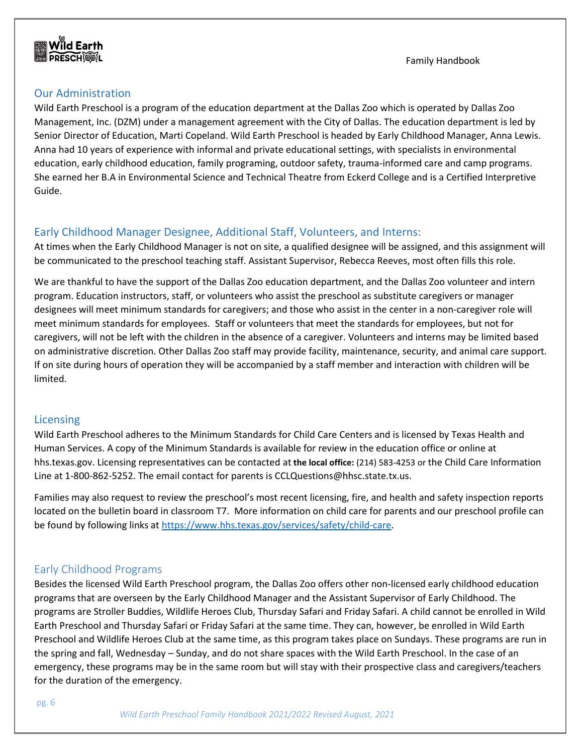## Our Administration

Wild Earth Preschool is a program of the education department at the Dallas Zoo which is operated by Dallas Zoo Management, Inc. (DZM) under a management agreement with the City of Dallas. The education department is led by Senior Director of Education, Marti Copeland. Wild Earth Preschool is headed by Early Childhood Manager, Anna Lewis. Anna had 10 years of experience with informal and private educational settings, with specialists in environmental education, early childhood education, family programing, outdoor safety, trauma-informed care and camp programs. She earned her B.A in Environmental Science and Technical Theatre from Eckerd College and is a Certified Interpretive Guide.

## Early Childhood Manager Designee, Additional Staff, Volunteers, and Interns:

At times when the Early Childhood Manager is not on site, a qualified designee will be assigned, and this assignment will be communicated to the preschool teaching staff. Assistant Supervisor, Rebecca Reeves, most often fills this role.

We are thankful to have the support of the Dallas Zoo education department, and the Dallas Zoo volunteer and intern program. Education instructors, staff, or volunteers who assist the preschool as substitute caregivers or manager designees will meet minimum standards for caregivers; and those who assist in the center in a non-caregiver role will meet minimum standards for employees. Staff or volunteers that meet the standards for employees, but not for caregivers, will not be left with the children in the absence of a caregiver. Volunteers and interns may be limited based on administrative discretion. Other Dallas Zoo staff may provide facility, maintenance, security, and animal care support. If on site during hours of operation they will be accompanied by a staff member and interaction with children will be limited.

## Licensing

Wild Earth Preschool adheres to the Minimum Standards for Child Care Centers and is licensed by Texas Health and Human Services. A copy of the Minimum Standards is available for review in the education office or online at hhs.texas.gov. Licensing representatives can be contacted at **the local office:** (214) 583-4253 or the Child Care Information Line at 1-800-862-5252. The email contact for parents is CCLQuestions@hhsc.state.tx.us.

Families may also request to review the preschool's most recent licensing, fire, and health and safety inspection reports located on the bulletin board in classroom T7. More information on child care for parents and our preschool profile can be found by following links at https://www.hhs.texas.gov/services/safety/child-care.

## Early Childhood Programs

Besides the licensed Wild Earth Preschool program, the Dallas Zoo offers other non-licensed early childhood education programs that are overseen by the Early Childhood Manager and the Assistant Supervisor of Early Childhood. The programs are Stroller Buddies, Wildlife Heroes Club, Thursday Safari and Friday Safari. A child cannot be enrolled in Wild Earth Preschool and Thursday Safari or Friday Safari at the same time. They can, however, be enrolled in Wild Earth Preschool and Wildlife Heroes Club at the same time, as this program takes place on Sundays. These programs are run in the spring and fall, Wednesday – Sunday, and do not share spaces with the Wild Earth Preschool. In the case of an emergency, these programs may be in the same room but will stay with their prospective class and caregivers/teachers for the duration of the emergency.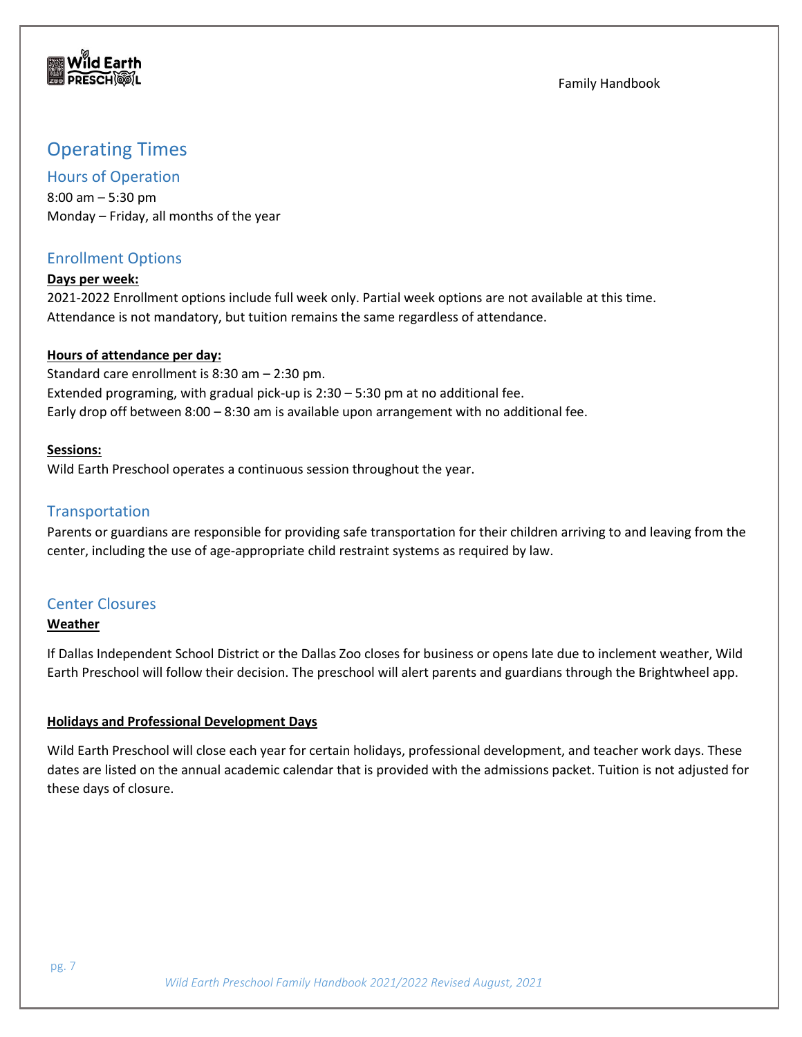## Operating Times

### Hours of Operation

8:00 am – 5:30 pm
Monday – Friday, all months of the year

### Enrollment Options

**Days per week:**

2021-2022 Enrollment options include full week only. Partial week options are not available at this time.
Attendance is not mandatory, but tuition remains the same regardless of attendance.

**Hours of attendance per day:**

Standard care enrollment is 8:30 am – 2:30 pm.
Extended programing, with gradual pick-up is 2:30 – 5:30 pm at no additional fee.
Early drop off between 8:00 – 8:30 am is available upon arrangement with no additional fee.

**Sessions:**

Wild Earth Preschool operates a continuous session throughout the year.

### Transportation

Parents or guardians are responsible for providing safe transportation for their children arriving to and leaving from the center, including the use of age-appropriate child restraint systems as required by law.

### Center Closures

**Weather**

If Dallas Independent School District or the Dallas Zoo closes for business or opens late due to inclement weather, Wild Earth Preschool will follow their decision. The preschool will alert parents and guardians through the Brightwheel app.

**Holidays and Professional Development Days**

Wild Earth Preschool will close each year for certain holidays, professional development, and teacher work days. These dates are listed on the annual academic calendar that is provided with the admissions packet. Tuition is not adjusted for these days of closure.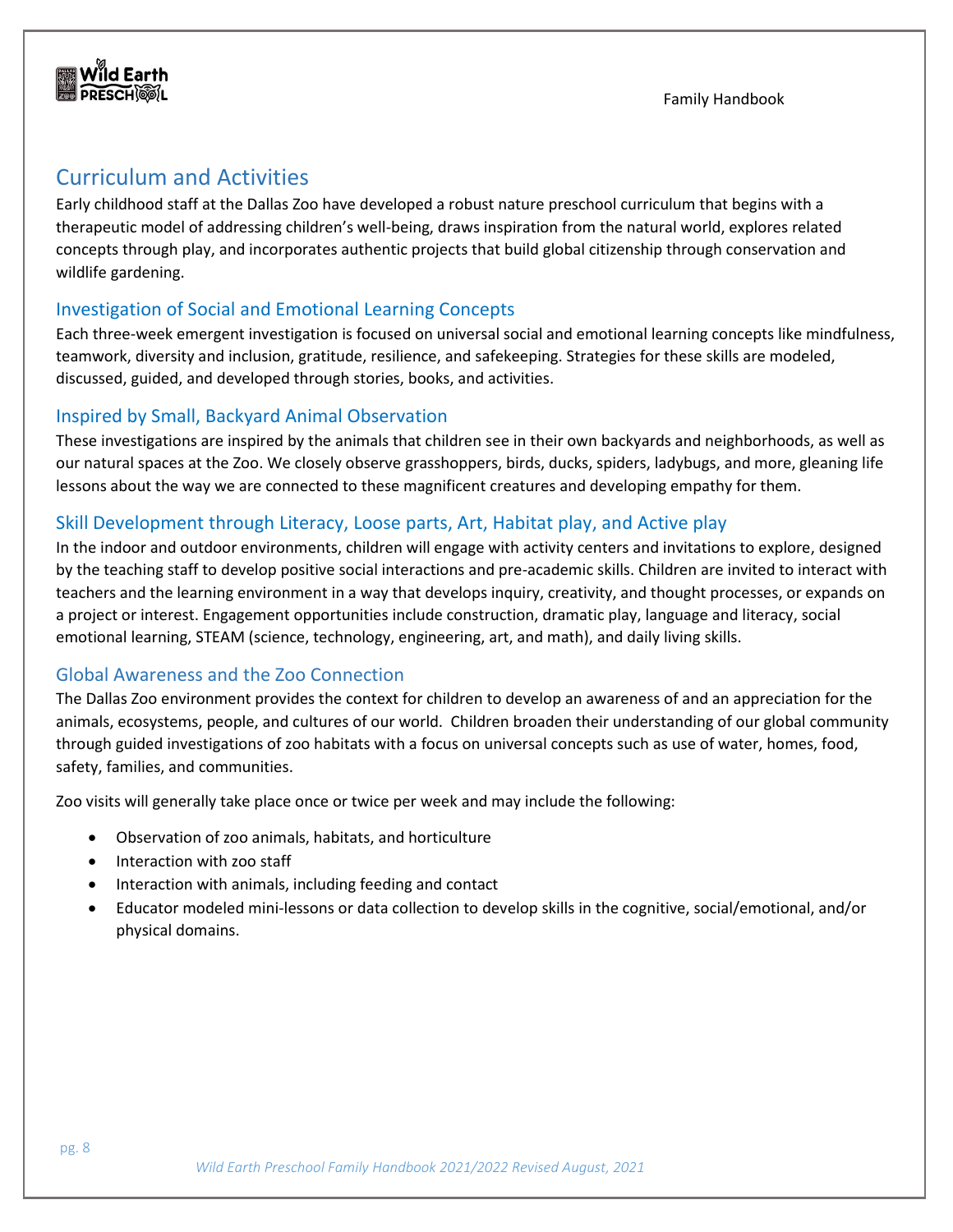# Curriculum and Activities

Early childhood staff at the Dallas Zoo have developed a robust nature preschool curriculum that begins with a therapeutic model of addressing children's well-being, draws inspiration from the natural world, explores related concepts through play, and incorporates authentic projects that build global citizenship through conservation and wildlife gardening.

## Investigation of Social and Emotional Learning Concepts

Each three-week emergent investigation is focused on universal social and emotional learning concepts like mindfulness, teamwork, diversity and inclusion, gratitude, resilience, and safekeeping. Strategies for these skills are modeled, discussed, guided, and developed through stories, books, and activities.

## Inspired by Small, Backyard Animal Observation

These investigations are inspired by the animals that children see in their own backyards and neighborhoods, as well as our natural spaces at the Zoo. We closely observe grasshoppers, birds, ducks, spiders, ladybugs, and more, gleaning life lessons about the way we are connected to these magnificent creatures and developing empathy for them.

## Skill Development through Literacy, Loose parts, Art, Habitat play, and Active play

In the indoor and outdoor environments, children will engage with activity centers and invitations to explore, designed by the teaching staff to develop positive social interactions and pre-academic skills. Children are invited to interact with teachers and the learning environment in a way that develops inquiry, creativity, and thought processes, or expands on a project or interest. Engagement opportunities include construction, dramatic play, language and literacy, social emotional learning, STEAM (science, technology, engineering, art, and math), and daily living skills.

## Global Awareness and the Zoo Connection

The Dallas Zoo environment provides the context for children to develop an awareness of and an appreciation for the animals, ecosystems, people, and cultures of our world. Children broaden their understanding of our global community through guided investigations of zoo habitats with a focus on universal concepts such as use of water, homes, food, safety, families, and communities.

Zoo visits will generally take place once or twice per week and may include the following:

- Observation of zoo animals, habitats, and horticulture
- Interaction with zoo staff
- Interaction with animals, including feeding and contact
- Educator modeled mini-lessons or data collection to develop skills in the cognitive, social/emotional, and/or physical domains.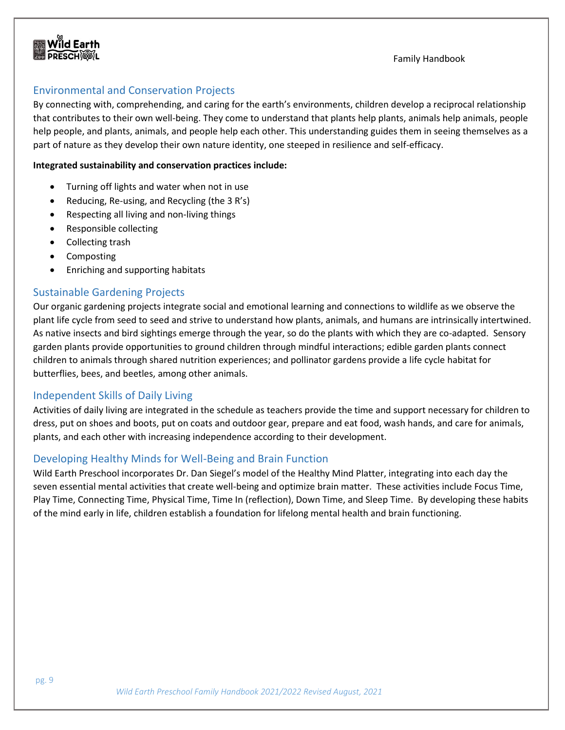## Environmental and Conservation Projects

By connecting with, comprehending, and caring for the earth's environments, children develop a reciprocal relationship that contributes to their own well-being. They come to understand that plants help plants, animals help animals, people help people, and plants, animals, and people help each other. This understanding guides them in seeing themselves as a part of nature as they develop their own nature identity, one steeped in resilience and self-efficacy.

**Integrated sustainability and conservation practices include:**

- Turning off lights and water when not in use
- Reducing, Re-using, and Recycling (the 3 R's)
- Respecting all living and non-living things
- Responsible collecting
- Collecting trash
- Composting
- Enriching and supporting habitats

## Sustainable Gardening Projects

Our organic gardening projects integrate social and emotional learning and connections to wildlife as we observe the plant life cycle from seed to seed and strive to understand how plants, animals, and humans are intrinsically intertwined. As native insects and bird sightings emerge through the year, so do the plants with which they are co-adapted. Sensory garden plants provide opportunities to ground children through mindful interactions; edible garden plants connect children to animals through shared nutrition experiences; and pollinator gardens provide a life cycle habitat for butterflies, bees, and beetles, among other animals.

## Independent Skills of Daily Living

Activities of daily living are integrated in the schedule as teachers provide the time and support necessary for children to dress, put on shoes and boots, put on coats and outdoor gear, prepare and eat food, wash hands, and care for animals, plants, and each other with increasing independence according to their development.

## Developing Healthy Minds for Well-Being and Brain Function

Wild Earth Preschool incorporates Dr. Dan Siegel's model of the Healthy Mind Platter, integrating into each day the seven essential mental activities that create well-being and optimize brain matter. These activities include Focus Time, Play Time, Connecting Time, Physical Time, Time In (reflection), Down Time, and Sleep Time. By developing these habits of the mind early in life, children establish a foundation for lifelong mental health and brain functioning.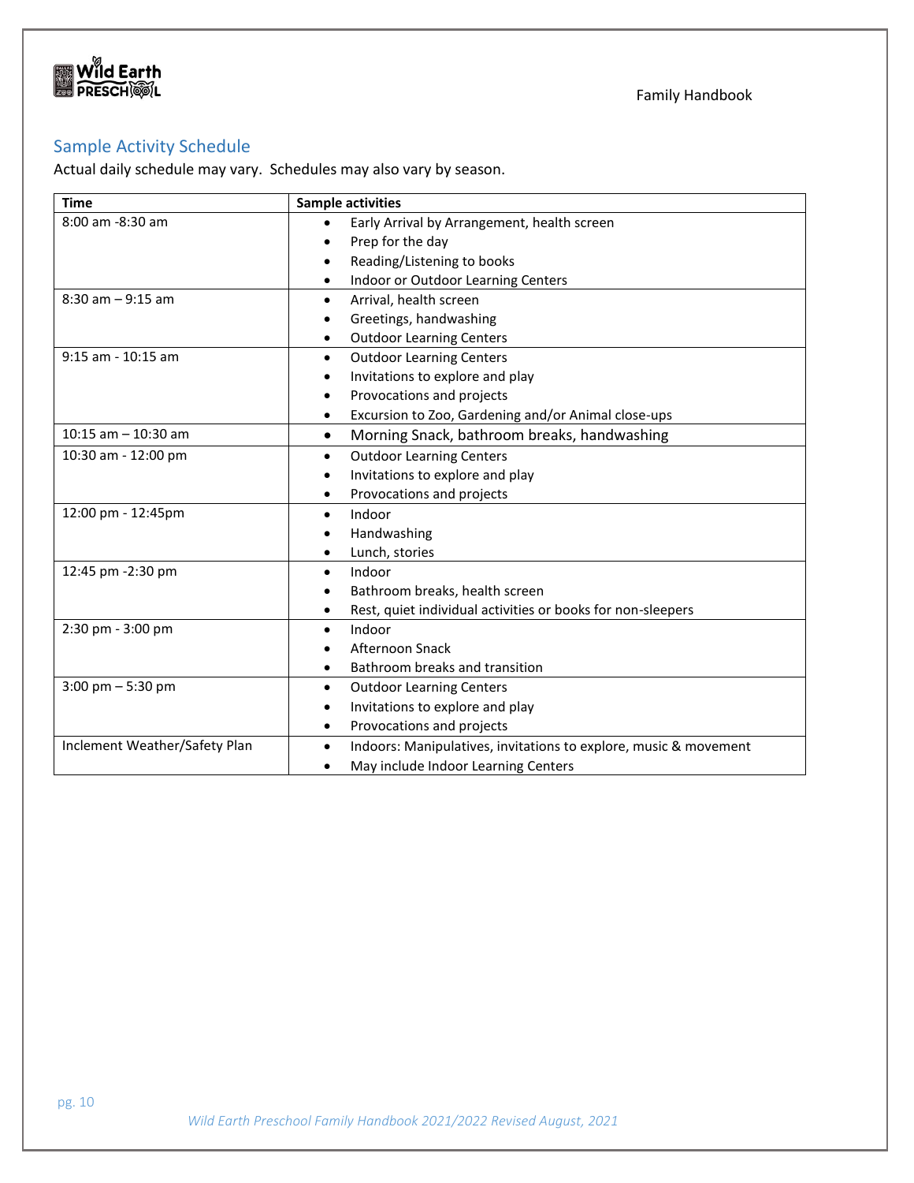## Sample Activity Schedule

Actual daily schedule may vary. Schedules may also vary by season.

| Time | Sample activities |
|---|---|
| 8:00 am -8:30 am | • Early Arrival by Arrangement, health screen<br>• Prep for the day<br>• Reading/Listening to books<br>• Indoor or Outdoor Learning Centers |
| 8:30 am – 9:15 am | • Arrival, health screen<br>• Greetings, handwashing<br>• Outdoor Learning Centers |
| 9:15 am - 10:15 am | • Outdoor Learning Centers<br>• Invitations to explore and play<br>• Provocations and projects<br>• Excursion to Zoo, Gardening and/or Animal close-ups |
| 10:15 am – 10:30 am | • Morning Snack, bathroom breaks, handwashing |
| 10:30 am - 12:00 pm | • Outdoor Learning Centers<br>• Invitations to explore and play<br>• Provocations and projects |
| 12:00 pm - 12:45pm | • Indoor<br>• Handwashing<br>• Lunch, stories |
| 12:45 pm -2:30 pm | • Indoor<br>• Bathroom breaks, health screen<br>• Rest, quiet individual activities or books for non-sleepers |
| 2:30 pm - 3:00 pm | • Indoor<br>• Afternoon Snack<br>• Bathroom breaks and transition |
| 3:00 pm – 5:30 pm | • Outdoor Learning Centers<br>• Invitations to explore and play<br>• Provocations and projects |
| Inclement Weather/Safety Plan | • Indoors: Manipulatives, invitations to explore, music & movement<br>• May include Indoor Learning Centers |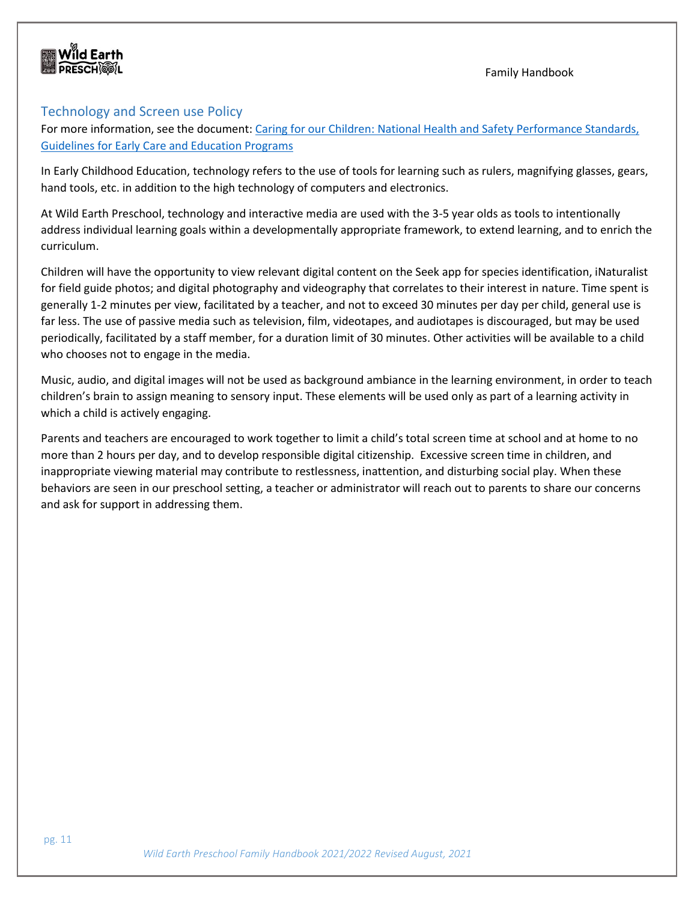## Technology and Screen use Policy

For more information, see the document: [Caring for our Children: National Health and Safety Performance Standards, Guidelines for Early Care and Education Programs]()

In Early Childhood Education, technology refers to the use of tools for learning such as rulers, magnifying glasses, gears, hand tools, etc. in addition to the high technology of computers and electronics.

At Wild Earth Preschool, technology and interactive media are used with the 3-5 year olds as tools to intentionally address individual learning goals within a developmentally appropriate framework, to extend learning, and to enrich the curriculum.

Children will have the opportunity to view relevant digital content on the Seek app for species identification, iNaturalist for field guide photos; and digital photography and videography that correlates to their interest in nature. Time spent is generally 1-2 minutes per view, facilitated by a teacher, and not to exceed 30 minutes per day per child, general use is far less. The use of passive media such as television, film, videotapes, and audiotapes is discouraged, but may be used periodically, facilitated by a staff member, for a duration limit of 30 minutes. Other activities will be available to a child who chooses not to engage in the media.

Music, audio, and digital images will not be used as background ambiance in the learning environment, in order to teach children's brain to assign meaning to sensory input. These elements will be used only as part of a learning activity in which a child is actively engaging.

Parents and teachers are encouraged to work together to limit a child's total screen time at school and at home to no more than 2 hours per day, and to develop responsible digital citizenship. Excessive screen time in children, and inappropriate viewing material may contribute to restlessness, inattention, and disturbing social play. When these behaviors are seen in our preschool setting, a teacher or administrator will reach out to parents to share our concerns and ask for support in addressing them.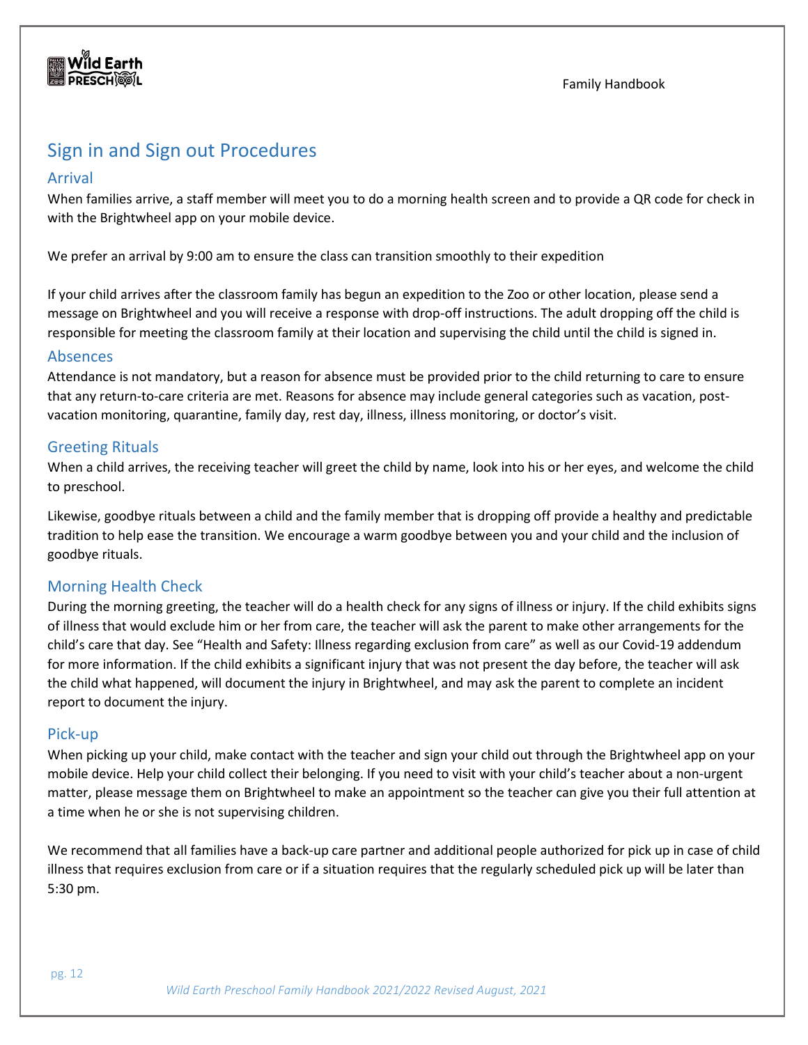## Sign in and Sign out Procedures

### Arrival

When families arrive, a staff member will meet you to do a morning health screen and to provide a QR code for check in with the Brightwheel app on your mobile device.

We prefer an arrival by 9:00 am to ensure the class can transition smoothly to their expedition

If your child arrives after the classroom family has begun an expedition to the Zoo or other location, please send a message on Brightwheel and you will receive a response with drop-off instructions. The adult dropping off the child is responsible for meeting the classroom family at their location and supervising the child until the child is signed in.

### Absences

Attendance is not mandatory, but a reason for absence must be provided prior to the child returning to care to ensure that any return-to-care criteria are met. Reasons for absence may include general categories such as vacation, post-vacation monitoring, quarantine, family day, rest day, illness, illness monitoring, or doctor's visit.

### Greeting Rituals

When a child arrives, the receiving teacher will greet the child by name, look into his or her eyes, and welcome the child to preschool.

Likewise, goodbye rituals between a child and the family member that is dropping off provide a healthy and predictable tradition to help ease the transition. We encourage a warm goodbye between you and your child and the inclusion of goodbye rituals.

### Morning Health Check

During the morning greeting, the teacher will do a health check for any signs of illness or injury. If the child exhibits signs of illness that would exclude him or her from care, the teacher will ask the parent to make other arrangements for the child's care that day. See "Health and Safety: Illness regarding exclusion from care" as well as our Covid-19 addendum for more information. If the child exhibits a significant injury that was not present the day before, the teacher will ask the child what happened, will document the injury in Brightwheel, and may ask the parent to complete an incident report to document the injury.

### Pick-up

When picking up your child, make contact with the teacher and sign your child out through the Brightwheel app on your mobile device. Help your child collect their belonging. If you need to visit with your child's teacher about a non-urgent matter, please message them on Brightwheel to make an appointment so the teacher can give you their full attention at a time when he or she is not supervising children.

We recommend that all families have a back-up care partner and additional people authorized for pick up in case of child illness that requires exclusion from care or if a situation requires that the regularly scheduled pick up will be later than 5:30 pm.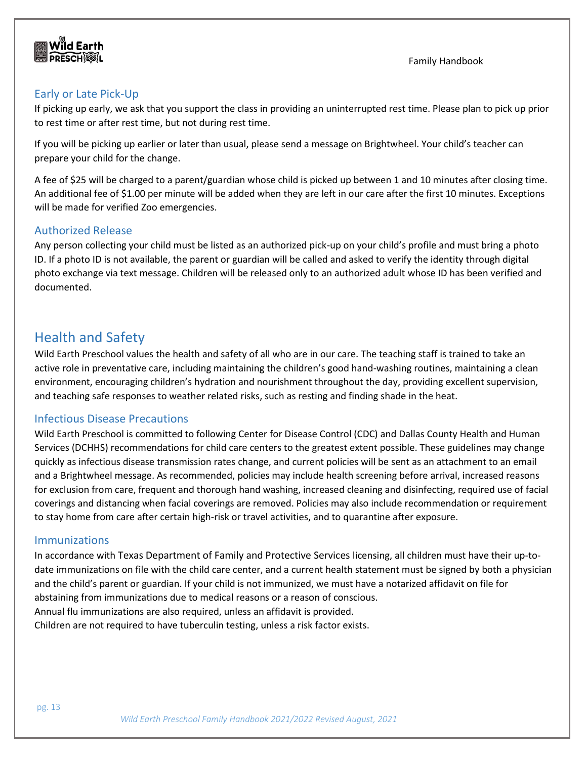### Early or Late Pick-Up

If picking up early, we ask that you support the class in providing an uninterrupted rest time. Please plan to pick up prior to rest time or after rest time, but not during rest time.

If you will be picking up earlier or later than usual, please send a message on Brightwheel. Your child's teacher can prepare your child for the change.

A fee of $25 will be charged to a parent/guardian whose child is picked up between 1 and 10 minutes after closing time. An additional fee of $1.00 per minute will be added when they are left in our care after the first 10 minutes. Exceptions will be made for verified Zoo emergencies.

### Authorized Release

Any person collecting your child must be listed as an authorized pick-up on your child's profile and must bring a photo ID. If a photo ID is not available, the parent or guardian will be called and asked to verify the identity through digital photo exchange via text message. Children will be released only to an authorized adult whose ID has been verified and documented.

## Health and Safety

Wild Earth Preschool values the health and safety of all who are in our care. The teaching staff is trained to take an active role in preventative care, including maintaining the children's good hand-washing routines, maintaining a clean environment, encouraging children's hydration and nourishment throughout the day, providing excellent supervision, and teaching safe responses to weather related risks, such as resting and finding shade in the heat.

### Infectious Disease Precautions

Wild Earth Preschool is committed to following Center for Disease Control (CDC) and Dallas County Health and Human Services (DCHHS) recommendations for child care centers to the greatest extent possible. These guidelines may change quickly as infectious disease transmission rates change, and current policies will be sent as an attachment to an email and a Brightwheel message. As recommended, policies may include health screening before arrival, increased reasons for exclusion from care, frequent and thorough hand washing, increased cleaning and disinfecting, required use of facial coverings and distancing when facial coverings are removed. Policies may also include recommendation or requirement to stay home from care after certain high-risk or travel activities, and to quarantine after exposure.

### Immunizations

In accordance with Texas Department of Family and Protective Services licensing, all children must have their up-to-date immunizations on file with the child care center, and a current health statement must be signed by both a physician and the child's parent or guardian. If your child is not immunized, we must have a notarized affidavit on file for abstaining from immunizations due to medical reasons or a reason of conscious.
Annual flu immunizations are also required, unless an affidavit is provided.
Children are not required to have tuberculin testing, unless a risk factor exists.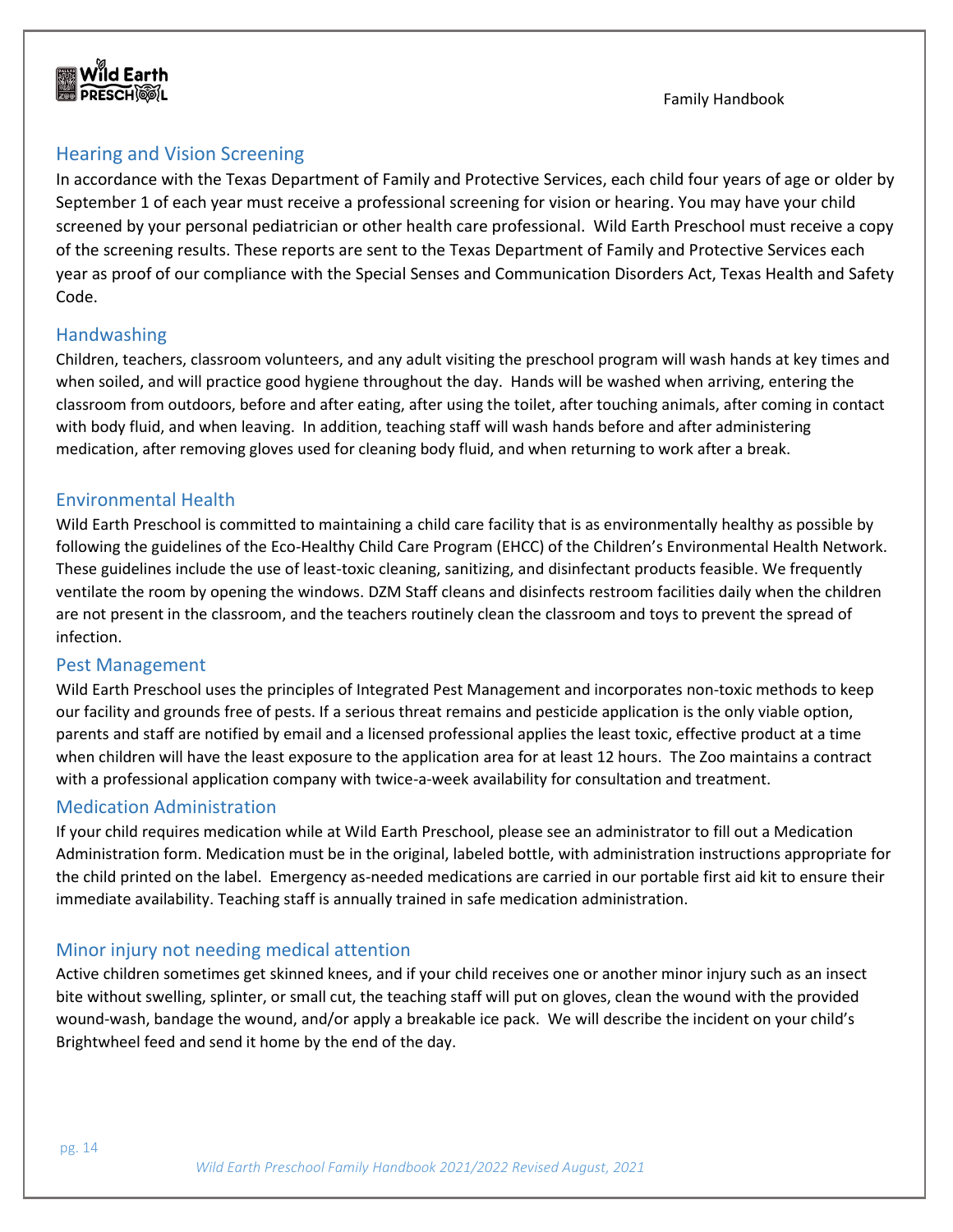## Hearing and Vision Screening

In accordance with the Texas Department of Family and Protective Services, each child four years of age or older by September 1 of each year must receive a professional screening for vision or hearing. You may have your child screened by your personal pediatrician or other health care professional. Wild Earth Preschool must receive a copy of the screening results. These reports are sent to the Texas Department of Family and Protective Services each year as proof of our compliance with the Special Senses and Communication Disorders Act, Texas Health and Safety Code.

## Handwashing

Children, teachers, classroom volunteers, and any adult visiting the preschool program will wash hands at key times and when soiled, and will practice good hygiene throughout the day. Hands will be washed when arriving, entering the classroom from outdoors, before and after eating, after using the toilet, after touching animals, after coming in contact with body fluid, and when leaving. In addition, teaching staff will wash hands before and after administering medication, after removing gloves used for cleaning body fluid, and when returning to work after a break.

## Environmental Health

Wild Earth Preschool is committed to maintaining a child care facility that is as environmentally healthy as possible by following the guidelines of the Eco-Healthy Child Care Program (EHCC) of the Children's Environmental Health Network. These guidelines include the use of least-toxic cleaning, sanitizing, and disinfectant products feasible. We frequently ventilate the room by opening the windows. DZM Staff cleans and disinfects restroom facilities daily when the children are not present in the classroom, and the teachers routinely clean the classroom and toys to prevent the spread of infection.

## Pest Management

Wild Earth Preschool uses the principles of Integrated Pest Management and incorporates non-toxic methods to keep our facility and grounds free of pests. If a serious threat remains and pesticide application is the only viable option, parents and staff are notified by email and a licensed professional applies the least toxic, effective product at a time when children will have the least exposure to the application area for at least 12 hours. The Zoo maintains a contract with a professional application company with twice-a-week availability for consultation and treatment.

## Medication Administration

If your child requires medication while at Wild Earth Preschool, please see an administrator to fill out a Medication Administration form. Medication must be in the original, labeled bottle, with administration instructions appropriate for the child printed on the label. Emergency as-needed medications are carried in our portable first aid kit to ensure their immediate availability. Teaching staff is annually trained in safe medication administration.

## Minor injury not needing medical attention

Active children sometimes get skinned knees, and if your child receives one or another minor injury such as an insect bite without swelling, splinter, or small cut, the teaching staff will put on gloves, clean the wound with the provided wound-wash, bandage the wound, and/or apply a breakable ice pack. We will describe the incident on your child's Brightwheel feed and send it home by the end of the day.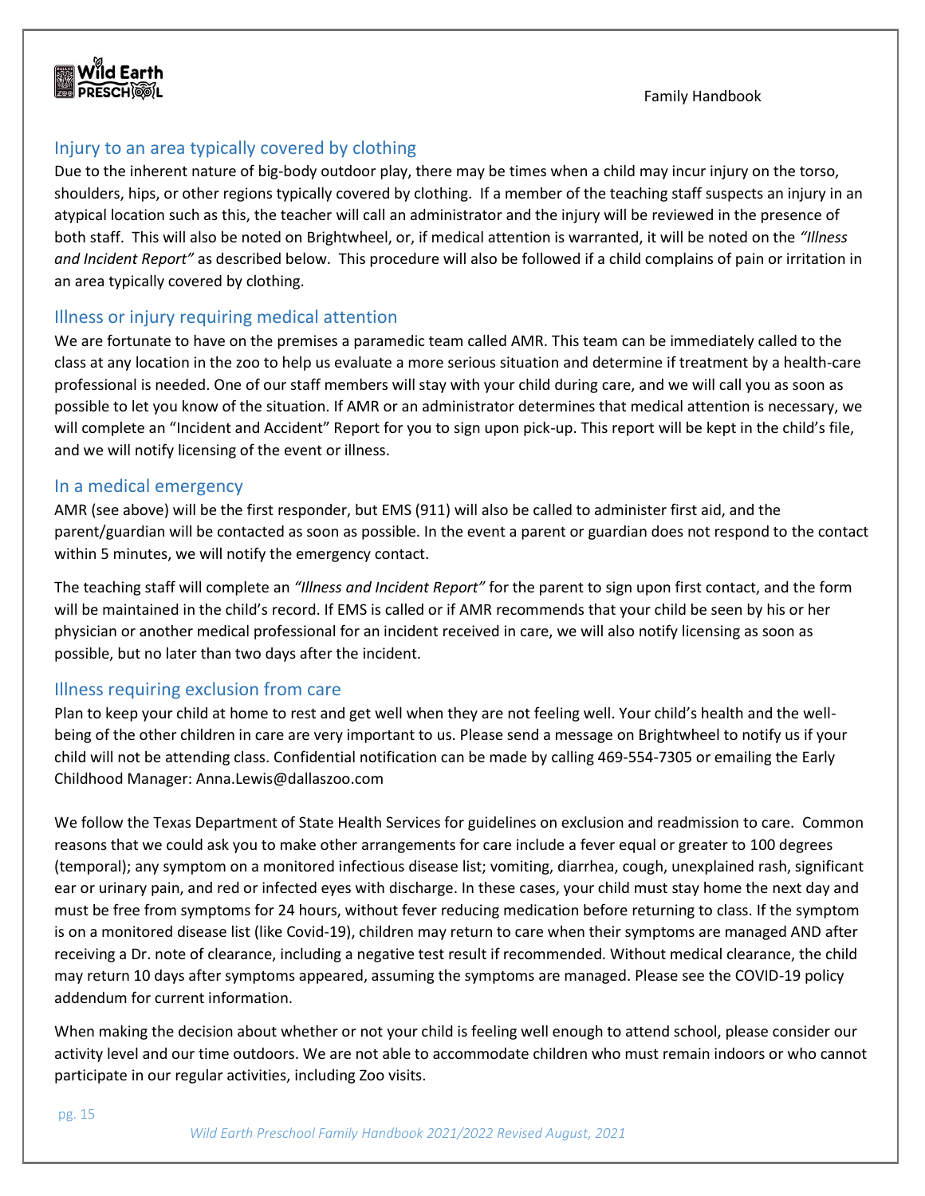## Injury to an area typically covered by clothing

Due to the inherent nature of big-body outdoor play, there may be times when a child may incur injury on the torso, shoulders, hips, or other regions typically covered by clothing. If a member of the teaching staff suspects an injury in an atypical location such as this, the teacher will call an administrator and the injury will be reviewed in the presence of both staff. This will also be noted on Brightwheel, or, if medical attention is warranted, it will be noted on the *"Illness and Incident Report"* as described below. This procedure will also be followed if a child complains of pain or irritation in an area typically covered by clothing.

## Illness or injury requiring medical attention

We are fortunate to have on the premises a paramedic team called AMR. This team can be immediately called to the class at any location in the zoo to help us evaluate a more serious situation and determine if treatment by a health-care professional is needed. One of our staff members will stay with your child during care, and we will call you as soon as possible to let you know of the situation. If AMR or an administrator determines that medical attention is necessary, we will complete an "Incident and Accident" Report for you to sign upon pick-up. This report will be kept in the child's file, and we will notify licensing of the event or illness.

## In a medical emergency

AMR (see above) will be the first responder, but EMS (911) will also be called to administer first aid, and the parent/guardian will be contacted as soon as possible. In the event a parent or guardian does not respond to the contact within 5 minutes, we will notify the emergency contact.

The teaching staff will complete an *"Illness and Incident Report"* for the parent to sign upon first contact, and the form will be maintained in the child's record. If EMS is called or if AMR recommends that your child be seen by his or her physician or another medical professional for an incident received in care, we will also notify licensing as soon as possible, but no later than two days after the incident.

## Illness requiring exclusion from care

Plan to keep your child at home to rest and get well when they are not feeling well. Your child's health and the well-being of the other children in care are very important to us. Please send a message on Brightwheel to notify us if your child will not be attending class. Confidential notification can be made by calling 469-554-7305 or emailing the Early Childhood Manager: Anna.Lewis@dallaszoo.com

We follow the Texas Department of State Health Services for guidelines on exclusion and readmission to care. Common reasons that we could ask you to make other arrangements for care include a fever equal or greater to 100 degrees (temporal); any symptom on a monitored infectious disease list; vomiting, diarrhea, cough, unexplained rash, significant ear or urinary pain, and red or infected eyes with discharge. In these cases, your child must stay home the next day and must be free from symptoms for 24 hours, without fever reducing medication before returning to class. If the symptom is on a monitored disease list (like Covid-19), children may return to care when their symptoms are managed AND after receiving a Dr. note of clearance, including a negative test result if recommended. Without medical clearance, the child may return 10 days after symptoms appeared, assuming the symptoms are managed. Please see the COVID-19 policy addendum for current information.

When making the decision about whether or not your child is feeling well enough to attend school, please consider our activity level and our time outdoors. We are not able to accommodate children who must remain indoors or who cannot participate in our regular activities, including Zoo visits.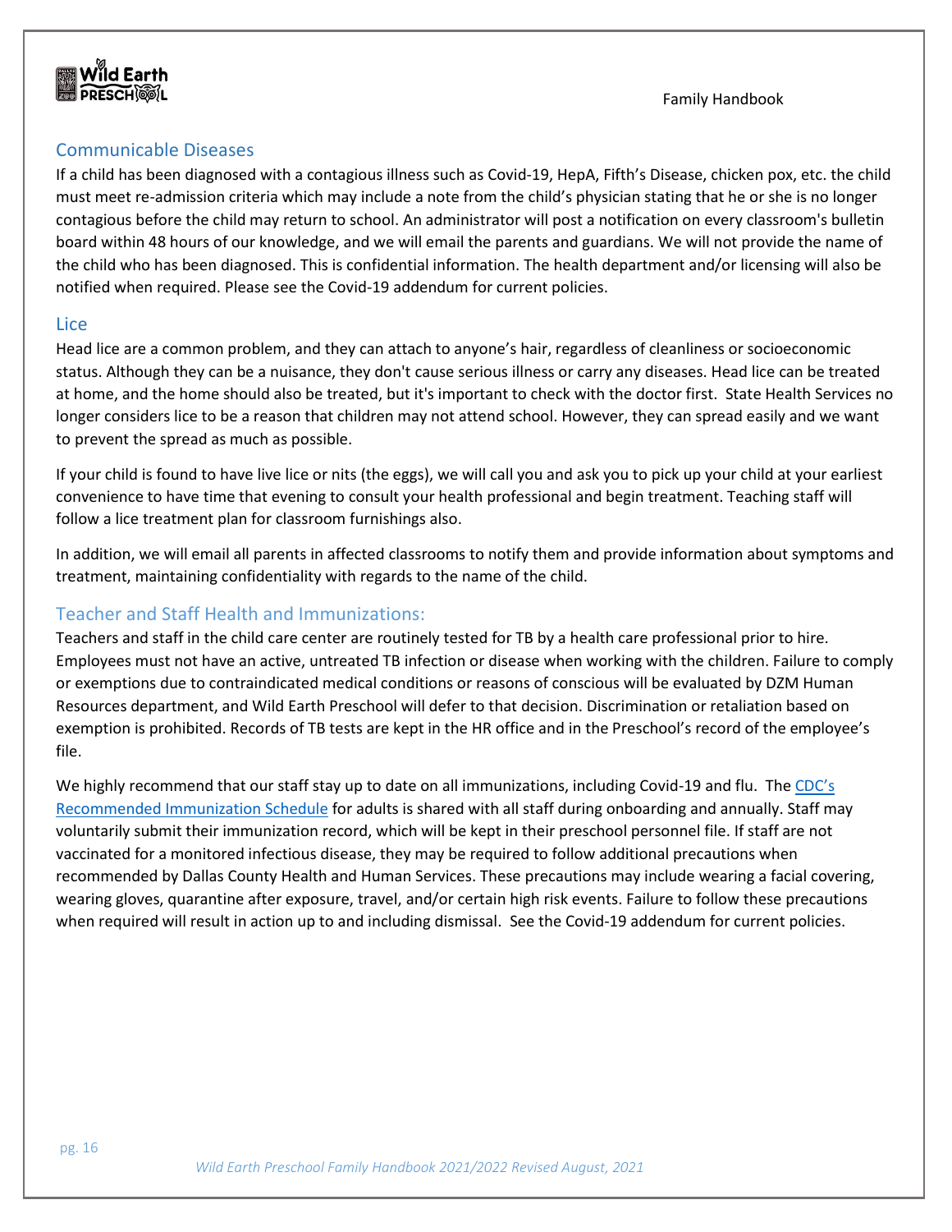## Communicable Diseases

If a child has been diagnosed with a contagious illness such as Covid-19, HepA, Fifth's Disease, chicken pox, etc. the child must meet re-admission criteria which may include a note from the child's physician stating that he or she is no longer contagious before the child may return to school. An administrator will post a notification on every classroom's bulletin board within 48 hours of our knowledge, and we will email the parents and guardians. We will not provide the name of the child who has been diagnosed. This is confidential information. The health department and/or licensing will also be notified when required. Please see the Covid-19 addendum for current policies.

## Lice

Head lice are a common problem, and they can attach to anyone's hair, regardless of cleanliness or socioeconomic status. Although they can be a nuisance, they don't cause serious illness or carry any diseases. Head lice can be treated at home, and the home should also be treated, but it's important to check with the doctor first. State Health Services no longer considers lice to be a reason that children may not attend school. However, they can spread easily and we want to prevent the spread as much as possible.

If your child is found to have live lice or nits (the eggs), we will call you and ask you to pick up your child at your earliest convenience to have time that evening to consult your health professional and begin treatment. Teaching staff will follow a lice treatment plan for classroom furnishings also.

In addition, we will email all parents in affected classrooms to notify them and provide information about symptoms and treatment, maintaining confidentiality with regards to the name of the child.

## Teacher and Staff Health and Immunizations:

Teachers and staff in the child care center are routinely tested for TB by a health care professional prior to hire. Employees must not have an active, untreated TB infection or disease when working with the children. Failure to comply or exemptions due to contraindicated medical conditions or reasons of conscious will be evaluated by DZM Human Resources department, and Wild Earth Preschool will defer to that decision. Discrimination or retaliation based on exemption is prohibited. Records of TB tests are kept in the HR office and in the Preschool's record of the employee's file.

We highly recommend that our staff stay up to date on all immunizations, including Covid-19 and flu. The CDC's Recommended Immunization Schedule for adults is shared with all staff during onboarding and annually. Staff may voluntarily submit their immunization record, which will be kept in their preschool personnel file. If staff are not vaccinated for a monitored infectious disease, they may be required to follow additional precautions when recommended by Dallas County Health and Human Services. These precautions may include wearing a facial covering, wearing gloves, quarantine after exposure, travel, and/or certain high risk events. Failure to follow these precautions when required will result in action up to and including dismissal. See the Covid-19 addendum for current policies.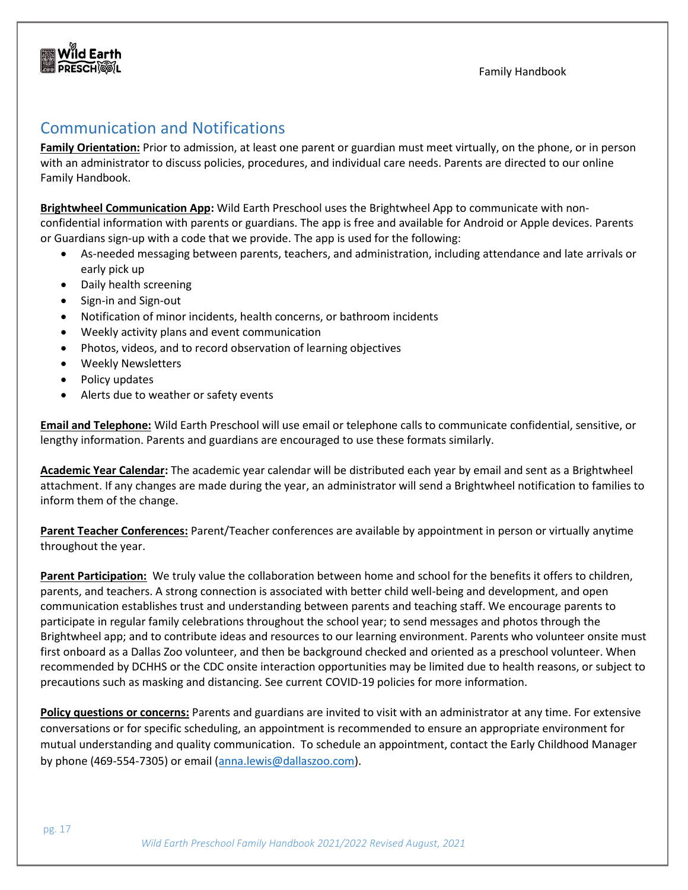## Communication and Notifications

**Family Orientation:** Prior to admission, at least one parent or guardian must meet virtually, on the phone, or in person with an administrator to discuss policies, procedures, and individual care needs. Parents are directed to our online Family Handbook.

**Brightwheel Communication App:** Wild Earth Preschool uses the Brightwheel App to communicate with non-confidential information with parents or guardians. The app is free and available for Android or Apple devices. Parents or Guardians sign-up with a code that we provide. The app is used for the following:

- As-needed messaging between parents, teachers, and administration, including attendance and late arrivals or early pick up
- Daily health screening
- Sign-in and Sign-out
- Notification of minor incidents, health concerns, or bathroom incidents
- Weekly activity plans and event communication
- Photos, videos, and to record observation of learning objectives
- Weekly Newsletters
- Policy updates
- Alerts due to weather or safety events

**Email and Telephone:** Wild Earth Preschool will use email or telephone calls to communicate confidential, sensitive, or lengthy information. Parents and guardians are encouraged to use these formats similarly.

**Academic Year Calendar:** The academic year calendar will be distributed each year by email and sent as a Brightwheel attachment. If any changes are made during the year, an administrator will send a Brightwheel notification to families to inform them of the change.

**Parent Teacher Conferences:** Parent/Teacher conferences are available by appointment in person or virtually anytime throughout the year.

**Parent Participation:** We truly value the collaboration between home and school for the benefits it offers to children, parents, and teachers. A strong connection is associated with better child well-being and development, and open communication establishes trust and understanding between parents and teaching staff. We encourage parents to participate in regular family celebrations throughout the school year; to send messages and photos through the Brightwheel app; and to contribute ideas and resources to our learning environment. Parents who volunteer onsite must first onboard as a Dallas Zoo volunteer, and then be background checked and oriented as a preschool volunteer. When recommended by DCHHS or the CDC onsite interaction opportunities may be limited due to health reasons, or subject to precautions such as masking and distancing. See current COVID-19 policies for more information.

**Policy questions or concerns:** Parents and guardians are invited to visit with an administrator at any time. For extensive conversations or for specific scheduling, an appointment is recommended to ensure an appropriate environment for mutual understanding and quality communication. To schedule an appointment, contact the Early Childhood Manager by phone (469-554-7305) or email (anna.lewis@dallaszoo.com).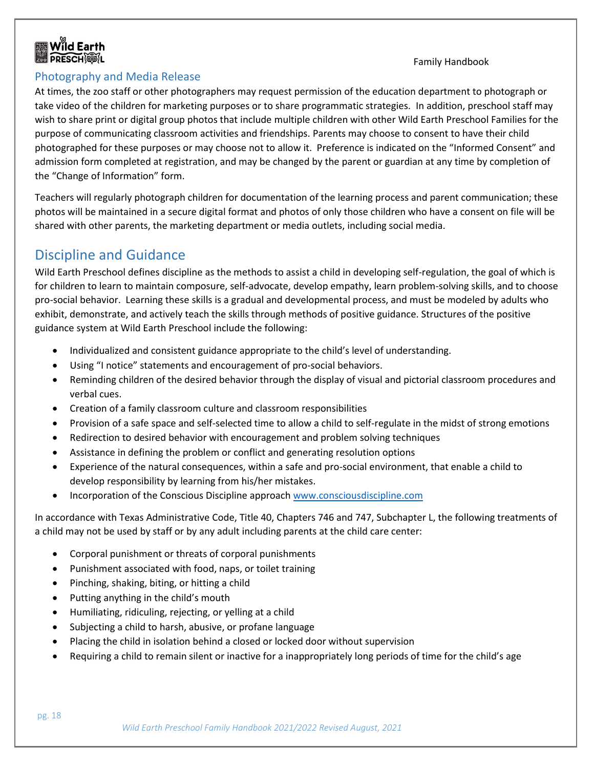## Photography and Media Release

At times, the zoo staff or other photographers may request permission of the education department to photograph or take video of the children for marketing purposes or to share programmatic strategies. In addition, preschool staff may wish to share print or digital group photos that include multiple children with other Wild Earth Preschool Families for the purpose of communicating classroom activities and friendships. Parents may choose to consent to have their child photographed for these purposes or may choose not to allow it. Preference is indicated on the "Informed Consent" and admission form completed at registration, and may be changed by the parent or guardian at any time by completion of the "Change of Information" form.

Teachers will regularly photograph children for documentation of the learning process and parent communication; these photos will be maintained in a secure digital format and photos of only those children who have a consent on file will be shared with other parents, the marketing department or media outlets, including social media.

# Discipline and Guidance

Wild Earth Preschool defines discipline as the methods to assist a child in developing self-regulation, the goal of which is for children to learn to maintain composure, self-advocate, develop empathy, learn problem-solving skills, and to choose pro-social behavior. Learning these skills is a gradual and developmental process, and must be modeled by adults who exhibit, demonstrate, and actively teach the skills through methods of positive guidance. Structures of the positive guidance system at Wild Earth Preschool include the following:

- Individualized and consistent guidance appropriate to the child's level of understanding.
- Using "I notice" statements and encouragement of pro-social behaviors.
- Reminding children of the desired behavior through the display of visual and pictorial classroom procedures and verbal cues.
- Creation of a family classroom culture and classroom responsibilities
- Provision of a safe space and self-selected time to allow a child to self-regulate in the midst of strong emotions
- Redirection to desired behavior with encouragement and problem solving techniques
- Assistance in defining the problem or conflict and generating resolution options
- Experience of the natural consequences, within a safe and pro-social environment, that enable a child to develop responsibility by learning from his/her mistakes.
- Incorporation of the Conscious Discipline approach [www.consciousdiscipline.com](http://www.consciousdiscipline.com)

In accordance with Texas Administrative Code, Title 40, Chapters 746 and 747, Subchapter L, the following treatments of a child may not be used by staff or by any adult including parents at the child care center:

- Corporal punishment or threats of corporal punishments
- Punishment associated with food, naps, or toilet training
- Pinching, shaking, biting, or hitting a child
- Putting anything in the child's mouth
- Humiliating, ridiculing, rejecting, or yelling at a child
- Subjecting a child to harsh, abusive, or profane language
- Placing the child in isolation behind a closed or locked door without supervision
- Requiring a child to remain silent or inactive for a inappropriately long periods of time for the child's age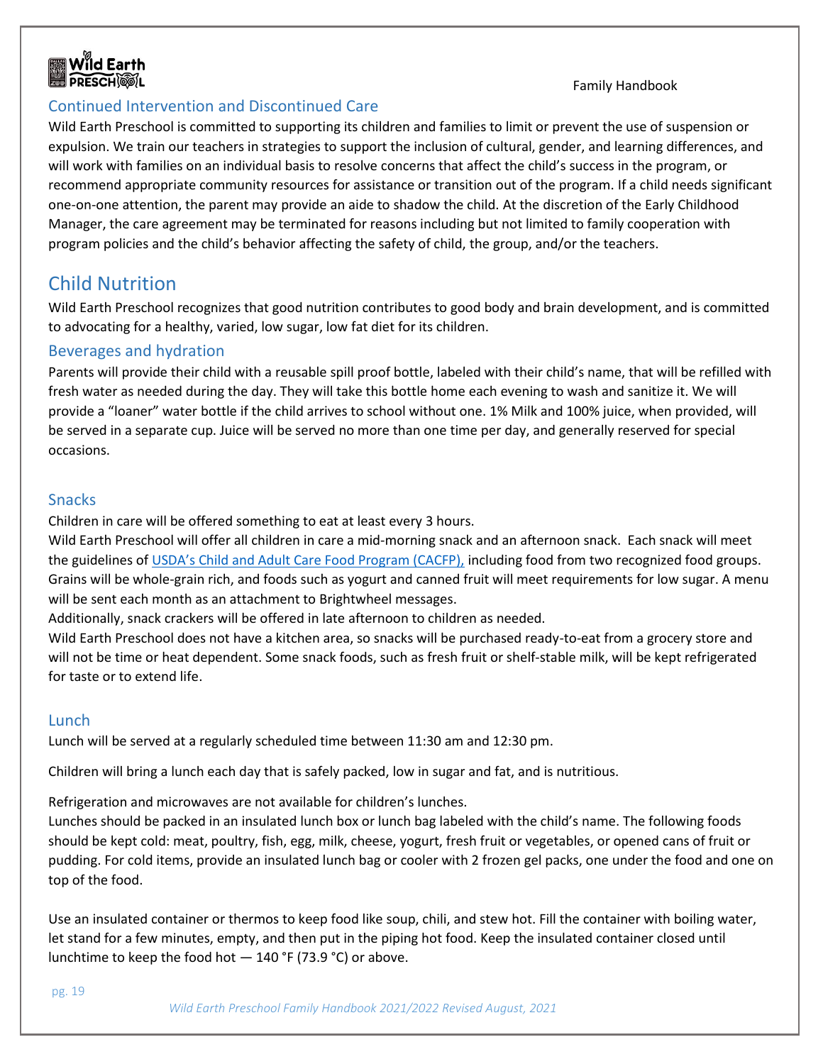## Continued Intervention and Discontinued Care

Wild Earth Preschool is committed to supporting its children and families to limit or prevent the use of suspension or expulsion. We train our teachers in strategies to support the inclusion of cultural, gender, and learning differences, and will work with families on an individual basis to resolve concerns that affect the child's success in the program, or recommend appropriate community resources for assistance or transition out of the program. If a child needs significant one-on-one attention, the parent may provide an aide to shadow the child. At the discretion of the Early Childhood Manager, the care agreement may be terminated for reasons including but not limited to family cooperation with program policies and the child's behavior affecting the safety of child, the group, and/or the teachers.

# Child Nutrition

Wild Earth Preschool recognizes that good nutrition contributes to good body and brain development, and is committed to advocating for a healthy, varied, low sugar, low fat diet for its children.

## Beverages and hydration

Parents will provide their child with a reusable spill proof bottle, labeled with their child's name, that will be refilled with fresh water as needed during the day. They will take this bottle home each evening to wash and sanitize it. We will provide a "loaner" water bottle if the child arrives to school without one. 1% Milk and 100% juice, when provided, will be served in a separate cup. Juice will be served no more than one time per day, and generally reserved for special occasions.

## Snacks

Children in care will be offered something to eat at least every 3 hours.

Wild Earth Preschool will offer all children in care a mid-morning snack and an afternoon snack. Each snack will meet the guidelines of [USDA's Child and Adult Care Food Program (CACFP),]() including food from two recognized food groups. Grains will be whole-grain rich, and foods such as yogurt and canned fruit will meet requirements for low sugar. A menu will be sent each month as an attachment to Brightwheel messages.

Additionally, snack crackers will be offered in late afternoon to children as needed.

Wild Earth Preschool does not have a kitchen area, so snacks will be purchased ready-to-eat from a grocery store and will not be time or heat dependent. Some snack foods, such as fresh fruit or shelf-stable milk, will be kept refrigerated for taste or to extend life.

## Lunch

Lunch will be served at a regularly scheduled time between 11:30 am and 12:30 pm.

Children will bring a lunch each day that is safely packed, low in sugar and fat, and is nutritious.

Refrigeration and microwaves are not available for children's lunches.

Lunches should be packed in an insulated lunch box or lunch bag labeled with the child's name. The following foods should be kept cold: meat, poultry, fish, egg, milk, cheese, yogurt, fresh fruit or vegetables, or opened cans of fruit or pudding. For cold items, provide an insulated lunch bag or cooler with 2 frozen gel packs, one under the food and one on top of the food.

Use an insulated container or thermos to keep food like soup, chili, and stew hot. Fill the container with boiling water, let stand for a few minutes, empty, and then put in the piping hot food. Keep the insulated container closed until lunchtime to keep the food hot — 140 °F (73.9 °C) or above.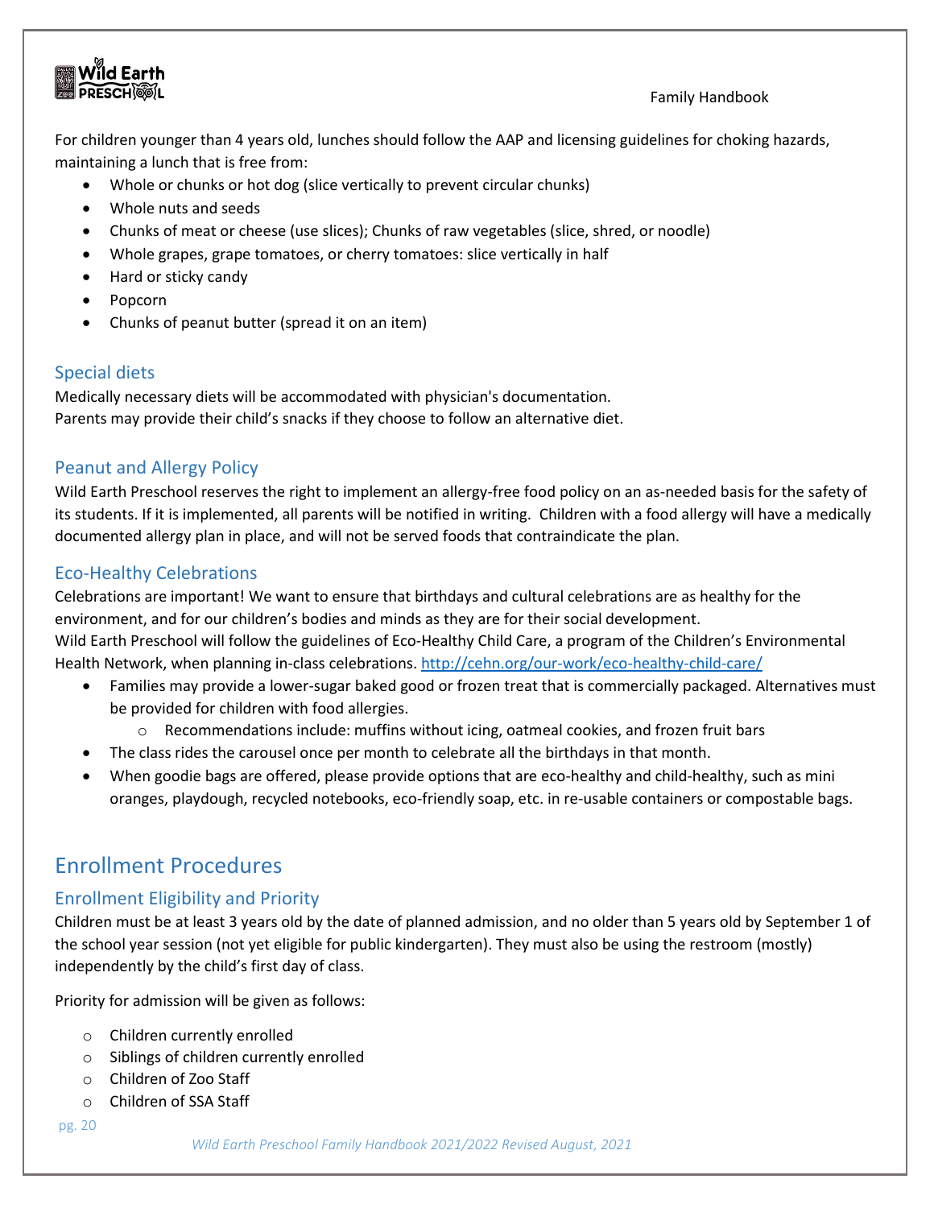For children younger than 4 years old, lunches should follow the AAP and licensing guidelines for choking hazards, maintaining a lunch that is free from:

- Whole or chunks or hot dog (slice vertically to prevent circular chunks)
- Whole nuts and seeds
- Chunks of meat or cheese (use slices); Chunks of raw vegetables (slice, shred, or noodle)
- Whole grapes, grape tomatoes, or cherry tomatoes: slice vertically in half
- Hard or sticky candy
- Popcorn
- Chunks of peanut butter (spread it on an item)

### Special diets

Medically necessary diets will be accommodated with physician's documentation.
Parents may provide their child's snacks if they choose to follow an alternative diet.

### Peanut and Allergy Policy

Wild Earth Preschool reserves the right to implement an allergy-free food policy on an as-needed basis for the safety of its students. If it is implemented, all parents will be notified in writing. Children with a food allergy will have a medically documented allergy plan in place, and will not be served foods that contraindicate the plan.

### Eco-Healthy Celebrations

Celebrations are important! We want to ensure that birthdays and cultural celebrations are as healthy for the environment, and for our children's bodies and minds as they are for their social development.
Wild Earth Preschool will follow the guidelines of Eco-Healthy Child Care, a program of the Children's Environmental Health Network, when planning in-class celebrations. [http://cehn.org/our-work/eco-healthy-child-care/](http://cehn.org/our-work/eco-healthy-child-care/)

- Families may provide a lower-sugar baked good or frozen treat that is commercially packaged. Alternatives must be provided for children with food allergies.
  - Recommendations include: muffins without icing, oatmeal cookies, and frozen fruit bars
- The class rides the carousel once per month to celebrate all the birthdays in that month.
- When goodie bags are offered, please provide options that are eco-healthy and child-healthy, such as mini oranges, playdough, recycled notebooks, eco-friendly soap, etc. in re-usable containers or compostable bags.

## Enrollment Procedures

### Enrollment Eligibility and Priority

Children must be at least 3 years old by the date of planned admission, and no older than 5 years old by September 1 of the school year session (not yet eligible for public kindergarten). They must also be using the restroom (mostly) independently by the child's first day of class.

Priority for admission will be given as follows:

- Children currently enrolled
- Siblings of children currently enrolled
- Children of Zoo Staff
- Children of SSA Staff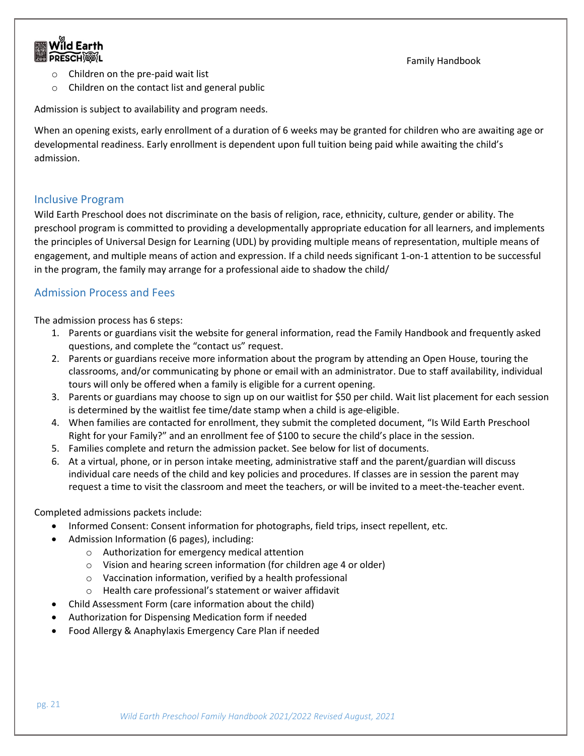- Children on the pre-paid wait list
- Children on the contact list and general public

Admission is subject to availability and program needs.

When an opening exists, early enrollment of a duration of 6 weeks may be granted for children who are awaiting age or developmental readiness. Early enrollment is dependent upon full tuition being paid while awaiting the child's admission.

## Inclusive Program

Wild Earth Preschool does not discriminate on the basis of religion, race, ethnicity, culture, gender or ability. The preschool program is committed to providing a developmentally appropriate education for all learners, and implements the principles of Universal Design for Learning (UDL) by providing multiple means of representation, multiple means of engagement, and multiple means of action and expression. If a child needs significant 1-on-1 attention to be successful in the program, the family may arrange for a professional aide to shadow the child/

## Admission Process and Fees

The admission process has 6 steps:

1. Parents or guardians visit the website for general information, read the Family Handbook and frequently asked questions, and complete the "contact us" request.
2. Parents or guardians receive more information about the program by attending an Open House, touring the classrooms, and/or communicating by phone or email with an administrator. Due to staff availability, individual tours will only be offered when a family is eligible for a current opening.
3. Parents or guardians may choose to sign up on our waitlist for $50 per child. Wait list placement for each session is determined by the waitlist fee time/date stamp when a child is age-eligible.
4. When families are contacted for enrollment, they submit the completed document, "Is Wild Earth Preschool Right for your Family?" and an enrollment fee of $100 to secure the child's place in the session.
5. Families complete and return the admission packet. See below for list of documents.
6. At a virtual, phone, or in person intake meeting, administrative staff and the parent/guardian will discuss individual care needs of the child and key policies and procedures. If classes are in session the parent may request a time to visit the classroom and meet the teachers, or will be invited to a meet-the-teacher event.

Completed admissions packets include:

- Informed Consent: Consent information for photographs, field trips, insect repellent, etc.
- Admission Information (6 pages), including:
  - Authorization for emergency medical attention
  - Vision and hearing screen information (for children age 4 or older)
  - Vaccination information, verified by a health professional
  - Health care professional's statement or waiver affidavit
- Child Assessment Form (care information about the child)
- Authorization for Dispensing Medication form if needed
- Food Allergy & Anaphylaxis Emergency Care Plan if needed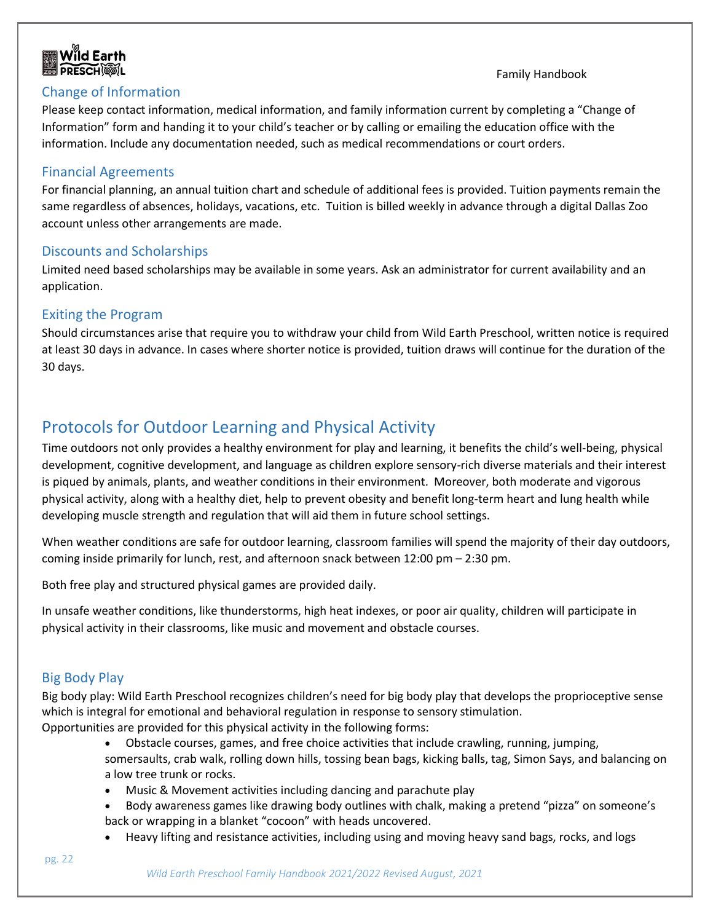## Change of Information

Please keep contact information, medical information, and family information current by completing a "Change of Information" form and handing it to your child's teacher or by calling or emailing the education office with the information. Include any documentation needed, such as medical recommendations or court orders.

## Financial Agreements

For financial planning, an annual tuition chart and schedule of additional fees is provided. Tuition payments remain the same regardless of absences, holidays, vacations, etc. Tuition is billed weekly in advance through a digital Dallas Zoo account unless other arrangements are made.

## Discounts and Scholarships

Limited need based scholarships may be available in some years. Ask an administrator for current availability and an application.

## Exiting the Program

Should circumstances arise that require you to withdraw your child from Wild Earth Preschool, written notice is required at least 30 days in advance. In cases where shorter notice is provided, tuition draws will continue for the duration of the 30 days.

# Protocols for Outdoor Learning and Physical Activity

Time outdoors not only provides a healthy environment for play and learning, it benefits the child's well-being, physical development, cognitive development, and language as children explore sensory-rich diverse materials and their interest is piqued by animals, plants, and weather conditions in their environment. Moreover, both moderate and vigorous physical activity, along with a healthy diet, help to prevent obesity and benefit long-term heart and lung health while developing muscle strength and regulation that will aid them in future school settings.

When weather conditions are safe for outdoor learning, classroom families will spend the majority of their day outdoors, coming inside primarily for lunch, rest, and afternoon snack between 12:00 pm – 2:30 pm.

Both free play and structured physical games are provided daily.

In unsafe weather conditions, like thunderstorms, high heat indexes, or poor air quality, children will participate in physical activity in their classrooms, like music and movement and obstacle courses.

## Big Body Play

Big body play: Wild Earth Preschool recognizes children's need for big body play that develops the proprioceptive sense which is integral for emotional and behavioral regulation in response to sensory stimulation.
Opportunities are provided for this physical activity in the following forms:

- Obstacle courses, games, and free choice activities that include crawling, running, jumping, somersaults, crab walk, rolling down hills, tossing bean bags, kicking balls, tag, Simon Says, and balancing on a low tree trunk or rocks.
- Music & Movement activities including dancing and parachute play
- Body awareness games like drawing body outlines with chalk, making a pretend "pizza" on someone's back or wrapping in a blanket "cocoon" with heads uncovered.
- Heavy lifting and resistance activities, including using and moving heavy sand bags, rocks, and logs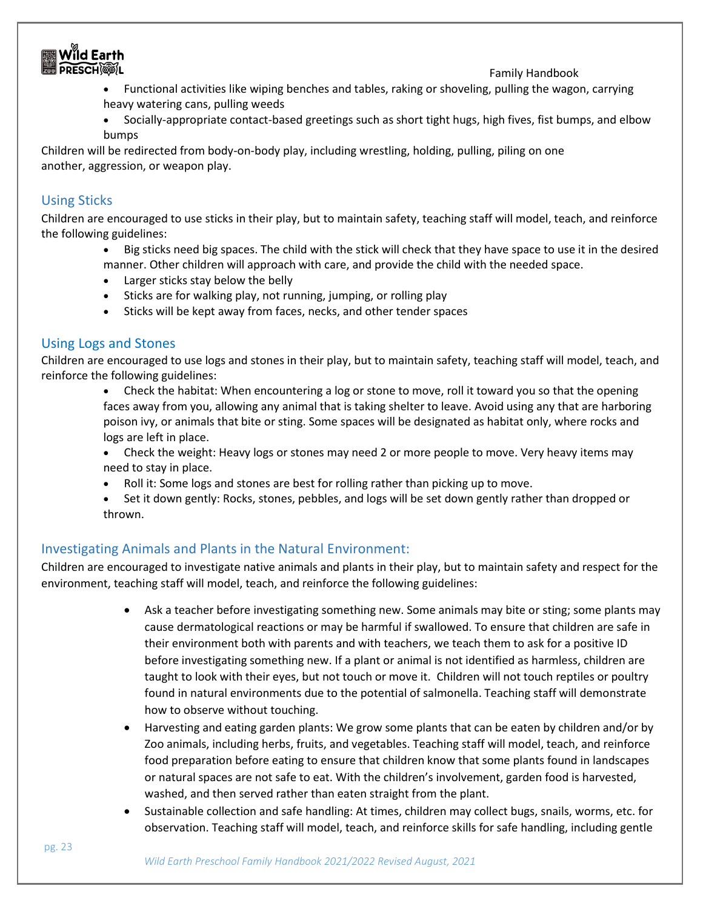- Functional activities like wiping benches and tables, raking or shoveling, pulling the wagon, carrying heavy watering cans, pulling weeds
- Socially-appropriate contact-based greetings such as short tight hugs, high fives, fist bumps, and elbow bumps

Children will be redirected from body-on-body play, including wrestling, holding, pulling, piling on one another, aggression, or weapon play.

## Using Sticks

Children are encouraged to use sticks in their play, but to maintain safety, teaching staff will model, teach, and reinforce the following guidelines:

- Big sticks need big spaces. The child with the stick will check that they have space to use it in the desired manner. Other children will approach with care, and provide the child with the needed space.
- Larger sticks stay below the belly
- Sticks are for walking play, not running, jumping, or rolling play
- Sticks will be kept away from faces, necks, and other tender spaces

## Using Logs and Stones

Children are encouraged to use logs and stones in their play, but to maintain safety, teaching staff will model, teach, and reinforce the following guidelines:

- Check the habitat: When encountering a log or stone to move, roll it toward you so that the opening faces away from you, allowing any animal that is taking shelter to leave. Avoid using any that are harboring poison ivy, or animals that bite or sting. Some spaces will be designated as habitat only, where rocks and logs are left in place.
- Check the weight: Heavy logs or stones may need 2 or more people to move. Very heavy items may need to stay in place.
- Roll it: Some logs and stones are best for rolling rather than picking up to move.
- Set it down gently: Rocks, stones, pebbles, and logs will be set down gently rather than dropped or thrown.

## Investigating Animals and Plants in the Natural Environment:

Children are encouraged to investigate native animals and plants in their play, but to maintain safety and respect for the environment, teaching staff will model, teach, and reinforce the following guidelines:

- Ask a teacher before investigating something new. Some animals may bite or sting; some plants may cause dermatological reactions or may be harmful if swallowed. To ensure that children are safe in their environment both with parents and with teachers, we teach them to ask for a positive ID before investigating something new. If a plant or animal is not identified as harmless, children are taught to look with their eyes, but not touch or move it. Children will not touch reptiles or poultry found in natural environments due to the potential of salmonella. Teaching staff will demonstrate how to observe without touching.
- Harvesting and eating garden plants: We grow some plants that can be eaten by children and/or by Zoo animals, including herbs, fruits, and vegetables. Teaching staff will model, teach, and reinforce food preparation before eating to ensure that children know that some plants found in landscapes or natural spaces are not safe to eat. With the children's involvement, garden food is harvested, washed, and then served rather than eaten straight from the plant.
- Sustainable collection and safe handling: At times, children may collect bugs, snails, worms, etc. for observation. Teaching staff will model, teach, and reinforce skills for safe handling, including gentle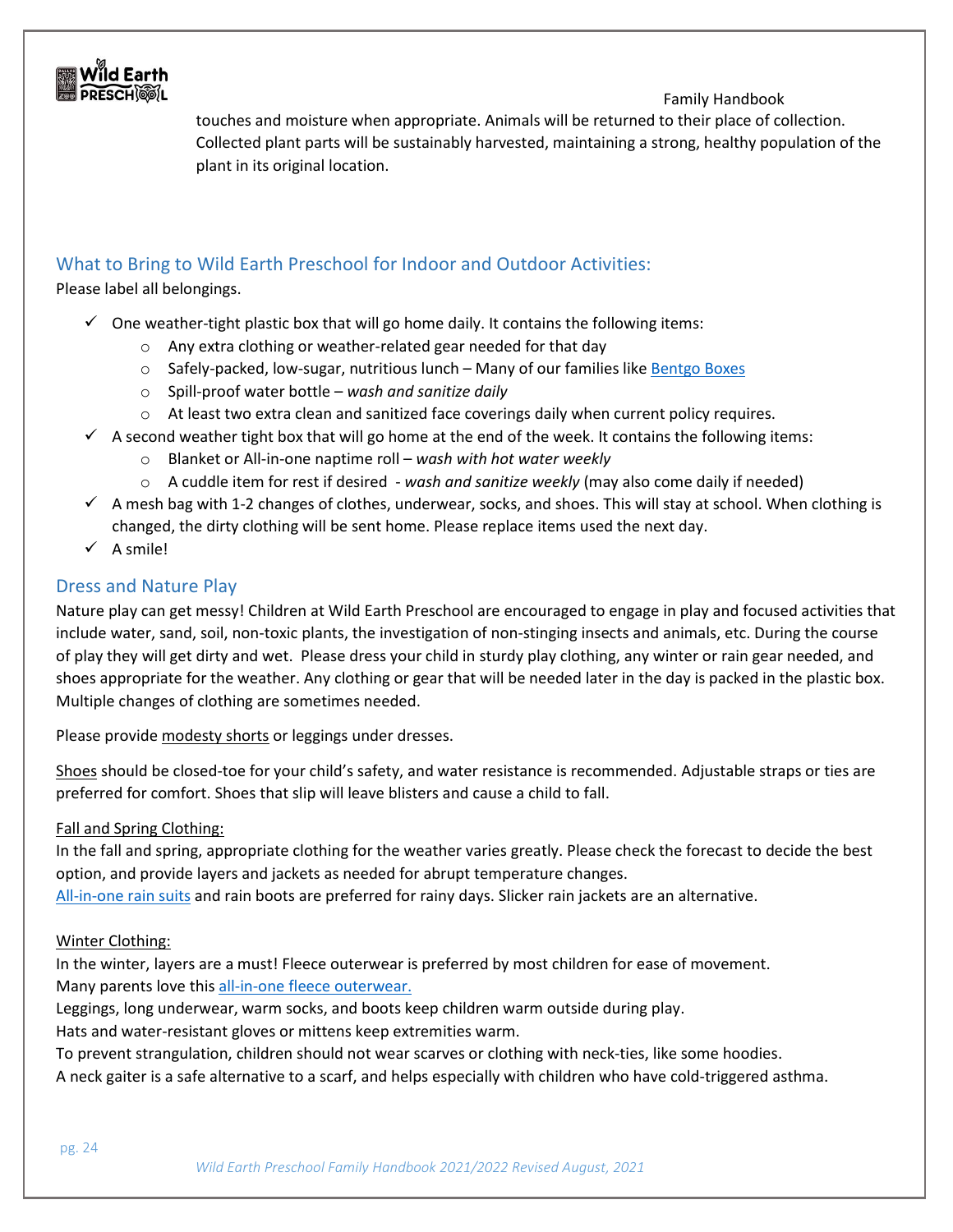touches and moisture when appropriate. Animals will be returned to their place of collection. Collected plant parts will be sustainably harvested, maintaining a strong, healthy population of the plant in its original location.

## What to Bring to Wild Earth Preschool for Indoor and Outdoor Activities:

Please label all belongings.

- ✓ One weather-tight plastic box that will go home daily. It contains the following items:
  - Any extra clothing or weather-related gear needed for that day
  - Safely-packed, low-sugar, nutritious lunch – Many of our families like Bentgo Boxes
  - Spill-proof water bottle – *wash and sanitize daily*
  - At least two extra clean and sanitized face coverings daily when current policy requires.
- ✓ A second weather tight box that will go home at the end of the week. It contains the following items:
  - Blanket or All-in-one naptime roll – *wash with hot water weekly*
  - A cuddle item for rest if desired - *wash and sanitize weekly* (may also come daily if needed)
- ✓ A mesh bag with 1-2 changes of clothes, underwear, socks, and shoes. This will stay at school. When clothing is changed, the dirty clothing will be sent home. Please replace items used the next day.
- ✓ A smile!

## Dress and Nature Play

Nature play can get messy! Children at Wild Earth Preschool are encouraged to engage in play and focused activities that include water, sand, soil, non-toxic plants, the investigation of non-stinging insects and animals, etc. During the course of play they will get dirty and wet. Please dress your child in sturdy play clothing, any winter or rain gear needed, and shoes appropriate for the weather. Any clothing or gear that will be needed later in the day is packed in the plastic box. Multiple changes of clothing are sometimes needed.

Please provide modesty shorts or leggings under dresses.

Shoes should be closed-toe for your child's safety, and water resistance is recommended. Adjustable straps or ties are preferred for comfort. Shoes that slip will leave blisters and cause a child to fall.

Fall and Spring Clothing:

In the fall and spring, appropriate clothing for the weather varies greatly. Please check the forecast to decide the best option, and provide layers and jackets as needed for abrupt temperature changes.
All-in-one rain suits and rain boots are preferred for rainy days. Slicker rain jackets are an alternative.

Winter Clothing:

In the winter, layers are a must! Fleece outerwear is preferred by most children for ease of movement.
Many parents love this all-in-one fleece outerwear.
Leggings, long underwear, warm socks, and boots keep children warm outside during play.
Hats and water-resistant gloves or mittens keep extremities warm.
To prevent strangulation, children should not wear scarves or clothing with neck-ties, like some hoodies.
A neck gaiter is a safe alternative to a scarf, and helps especially with children who have cold-triggered asthma.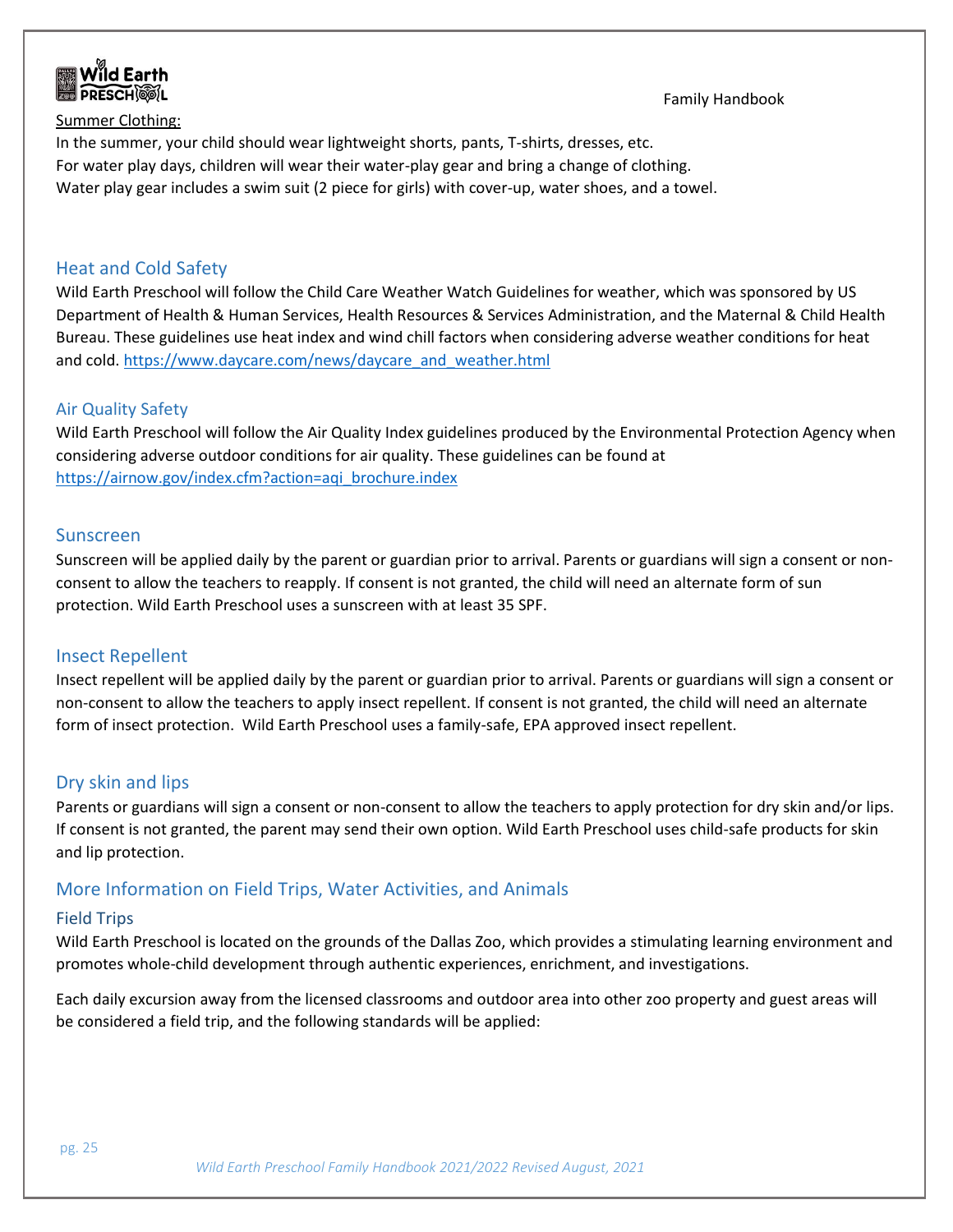Summer Clothing:

In the summer, your child should wear lightweight shorts, pants, T-shirts, dresses, etc.
For water play days, children will wear their water-play gear and bring a change of clothing.
Water play gear includes a swim suit (2 piece for girls) with cover-up, water shoes, and a towel.

## Heat and Cold Safety

Wild Earth Preschool will follow the Child Care Weather Watch Guidelines for weather, which was sponsored by US Department of Health & Human Services, Health Resources & Services Administration, and the Maternal & Child Health Bureau. These guidelines use heat index and wind chill factors when considering adverse weather conditions for heat and cold. https://www.daycare.com/news/daycare_and_weather.html

## Air Quality Safety

Wild Earth Preschool will follow the Air Quality Index guidelines produced by the Environmental Protection Agency when considering adverse outdoor conditions for air quality. These guidelines can be found at https://airnow.gov/index.cfm?action=aqi_brochure.index

## Sunscreen

Sunscreen will be applied daily by the parent or guardian prior to arrival. Parents or guardians will sign a consent or non-consent to allow the teachers to reapply. If consent is not granted, the child will need an alternate form of sun protection. Wild Earth Preschool uses a sunscreen with at least 35 SPF.

## Insect Repellent

Insect repellent will be applied daily by the parent or guardian prior to arrival. Parents or guardians will sign a consent or non-consent to allow the teachers to apply insect repellent. If consent is not granted, the child will need an alternate form of insect protection. Wild Earth Preschool uses a family-safe, EPA approved insect repellent.

## Dry skin and lips

Parents or guardians will sign a consent or non-consent to allow the teachers to apply protection for dry skin and/or lips. If consent is not granted, the parent may send their own option. Wild Earth Preschool uses child-safe products for skin and lip protection.

## More Information on Field Trips, Water Activities, and Animals

### Field Trips

Wild Earth Preschool is located on the grounds of the Dallas Zoo, which provides a stimulating learning environment and promotes whole-child development through authentic experiences, enrichment, and investigations.

Each daily excursion away from the licensed classrooms and outdoor area into other zoo property and guest areas will be considered a field trip, and the following standards will be applied: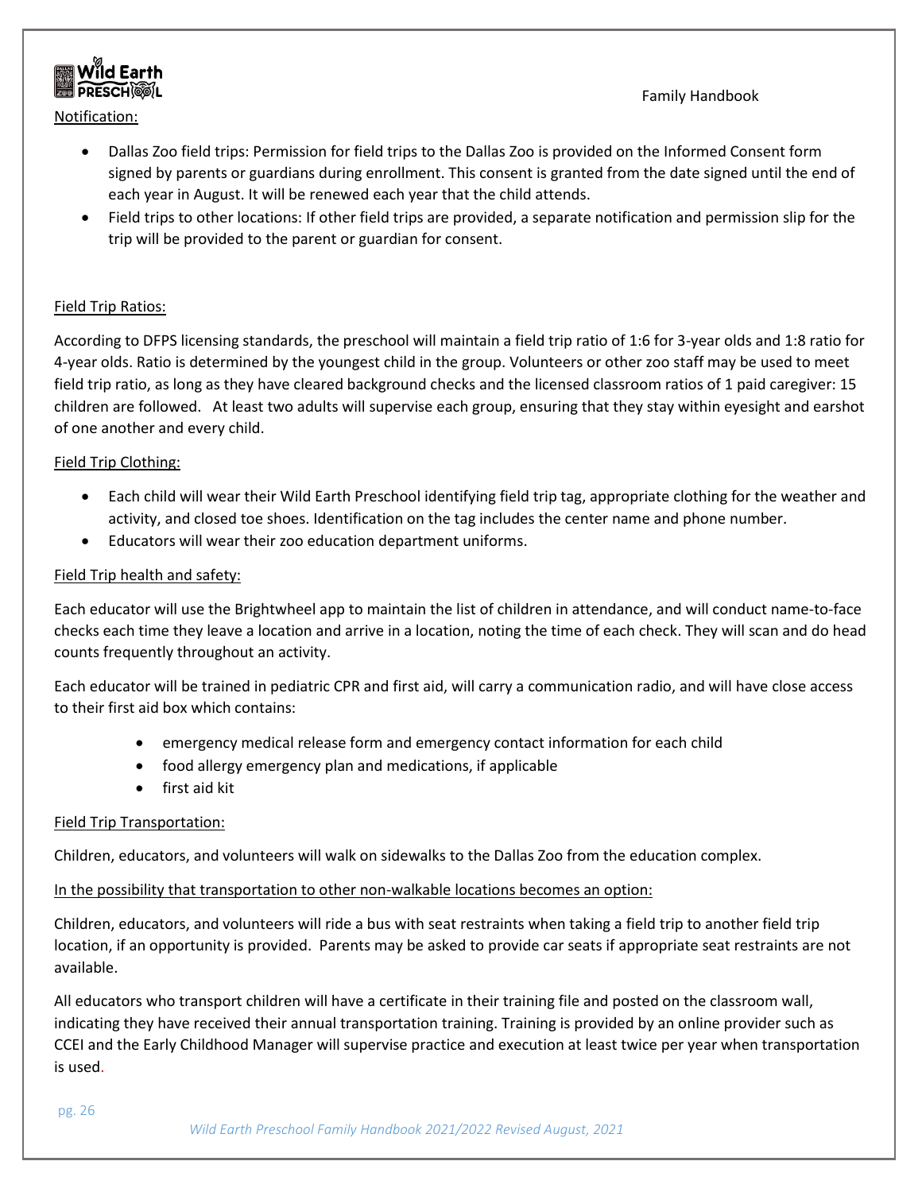Notification:

- Dallas Zoo field trips: Permission for field trips to the Dallas Zoo is provided on the Informed Consent form signed by parents or guardians during enrollment. This consent is granted from the date signed until the end of each year in August. It will be renewed each year that the child attends.
- Field trips to other locations: If other field trips are provided, a separate notification and permission slip for the trip will be provided to the parent or guardian for consent.

Field Trip Ratios:

According to DFPS licensing standards, the preschool will maintain a field trip ratio of 1:6 for 3-year olds and 1:8 ratio for 4-year olds. Ratio is determined by the youngest child in the group. Volunteers or other zoo staff may be used to meet field trip ratio, as long as they have cleared background checks and the licensed classroom ratios of 1 paid caregiver: 15 children are followed. At least two adults will supervise each group, ensuring that they stay within eyesight and earshot of one another and every child.

Field Trip Clothing:

- Each child will wear their Wild Earth Preschool identifying field trip tag, appropriate clothing for the weather and activity, and closed toe shoes. Identification on the tag includes the center name and phone number.
- Educators will wear their zoo education department uniforms.

Field Trip health and safety:

Each educator will use the Brightwheel app to maintain the list of children in attendance, and will conduct name-to-face checks each time they leave a location and arrive in a location, noting the time of each check. They will scan and do head counts frequently throughout an activity.

Each educator will be trained in pediatric CPR and first aid, will carry a communication radio, and will have close access to their first aid box which contains:

- emergency medical release form and emergency contact information for each child
- food allergy emergency plan and medications, if applicable
- first aid kit

Field Trip Transportation:

Children, educators, and volunteers will walk on sidewalks to the Dallas Zoo from the education complex.

In the possibility that transportation to other non-walkable locations becomes an option:

Children, educators, and volunteers will ride a bus with seat restraints when taking a field trip to another field trip location, if an opportunity is provided. Parents may be asked to provide car seats if appropriate seat restraints are not available.

All educators who transport children will have a certificate in their training file and posted on the classroom wall, indicating they have received their annual transportation training. Training is provided by an online provider such as CCEI and the Early Childhood Manager will supervise practice and execution at least twice per year when transportation is used.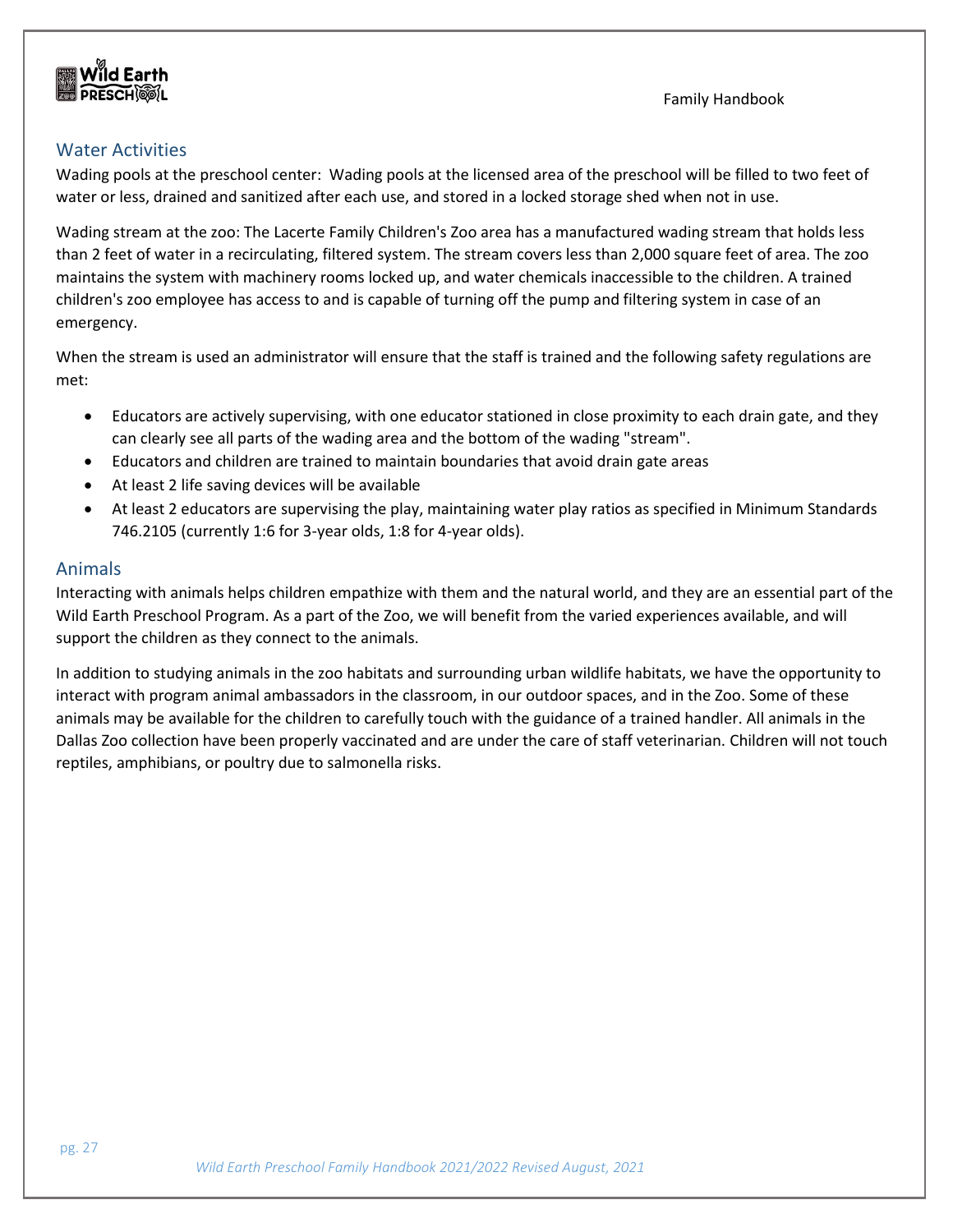## Water Activities

Wading pools at the preschool center: Wading pools at the licensed area of the preschool will be filled to two feet of water or less, drained and sanitized after each use, and stored in a locked storage shed when not in use.

Wading stream at the zoo: The Lacerte Family Children's Zoo area has a manufactured wading stream that holds less than 2 feet of water in a recirculating, filtered system. The stream covers less than 2,000 square feet of area. The zoo maintains the system with machinery rooms locked up, and water chemicals inaccessible to the children. A trained children's zoo employee has access to and is capable of turning off the pump and filtering system in case of an emergency.

When the stream is used an administrator will ensure that the staff is trained and the following safety regulations are met:

- Educators are actively supervising, with one educator stationed in close proximity to each drain gate, and they can clearly see all parts of the wading area and the bottom of the wading "stream".
- Educators and children are trained to maintain boundaries that avoid drain gate areas
- At least 2 life saving devices will be available
- At least 2 educators are supervising the play, maintaining water play ratios as specified in Minimum Standards 746.2105 (currently 1:6 for 3-year olds, 1:8 for 4-year olds).

## Animals

Interacting with animals helps children empathize with them and the natural world, and they are an essential part of the Wild Earth Preschool Program. As a part of the Zoo, we will benefit from the varied experiences available, and will support the children as they connect to the animals.

In addition to studying animals in the zoo habitats and surrounding urban wildlife habitats, we have the opportunity to interact with program animal ambassadors in the classroom, in our outdoor spaces, and in the Zoo. Some of these animals may be available for the children to carefully touch with the guidance of a trained handler. All animals in the Dallas Zoo collection have been properly vaccinated and are under the care of staff veterinarian. Children will not touch reptiles, amphibians, or poultry due to salmonella risks.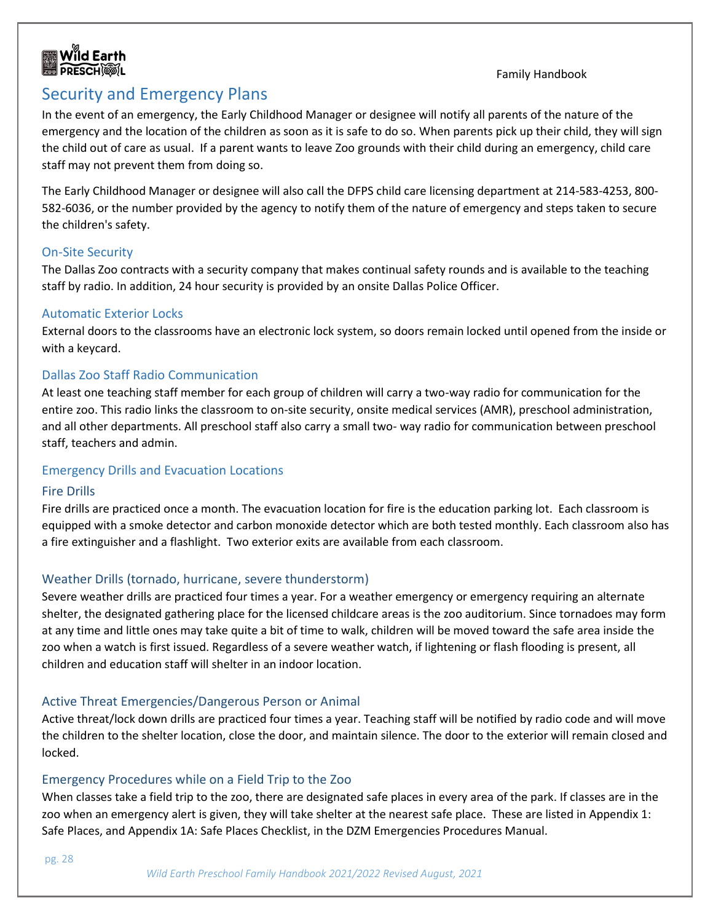# Security and Emergency Plans

In the event of an emergency, the Early Childhood Manager or designee will notify all parents of the nature of the emergency and the location of the children as soon as it is safe to do so. When parents pick up their child, they will sign the child out of care as usual. If a parent wants to leave Zoo grounds with their child during an emergency, child care staff may not prevent them from doing so.

The Early Childhood Manager or designee will also call the DFPS child care licensing department at 214-583-4253, 800-582-6036, or the number provided by the agency to notify them of the nature of emergency and steps taken to secure the children's safety.

## On-Site Security

The Dallas Zoo contracts with a security company that makes continual safety rounds and is available to the teaching staff by radio. In addition, 24 hour security is provided by an onsite Dallas Police Officer.

## Automatic Exterior Locks

External doors to the classrooms have an electronic lock system, so doors remain locked until opened from the inside or with a keycard.

## Dallas Zoo Staff Radio Communication

At least one teaching staff member for each group of children will carry a two-way radio for communication for the entire zoo. This radio links the classroom to on-site security, onsite medical services (AMR), preschool administration, and all other departments. All preschool staff also carry a small two- way radio for communication between preschool staff, teachers and admin.

## Emergency Drills and Evacuation Locations

### Fire Drills

Fire drills are practiced once a month. The evacuation location for fire is the education parking lot. Each classroom is equipped with a smoke detector and carbon monoxide detector which are both tested monthly. Each classroom also has a fire extinguisher and a flashlight. Two exterior exits are available from each classroom.

### Weather Drills (tornado, hurricane, severe thunderstorm)

Severe weather drills are practiced four times a year. For a weather emergency or emergency requiring an alternate shelter, the designated gathering place for the licensed childcare areas is the zoo auditorium. Since tornadoes may form at any time and little ones may take quite a bit of time to walk, children will be moved toward the safe area inside the zoo when a watch is first issued. Regardless of a severe weather watch, if lightening or flash flooding is present, all children and education staff will shelter in an indoor location.

### Active Threat Emergencies/Dangerous Person or Animal

Active threat/lock down drills are practiced four times a year. Teaching staff will be notified by radio code and will move the children to the shelter location, close the door, and maintain silence. The door to the exterior will remain closed and locked.

### Emergency Procedures while on a Field Trip to the Zoo

When classes take a field trip to the zoo, there are designated safe places in every area of the park. If classes are in the zoo when an emergency alert is given, they will take shelter at the nearest safe place. These are listed in Appendix 1: Safe Places, and Appendix 1A: Safe Places Checklist, in the DZM Emergencies Procedures Manual.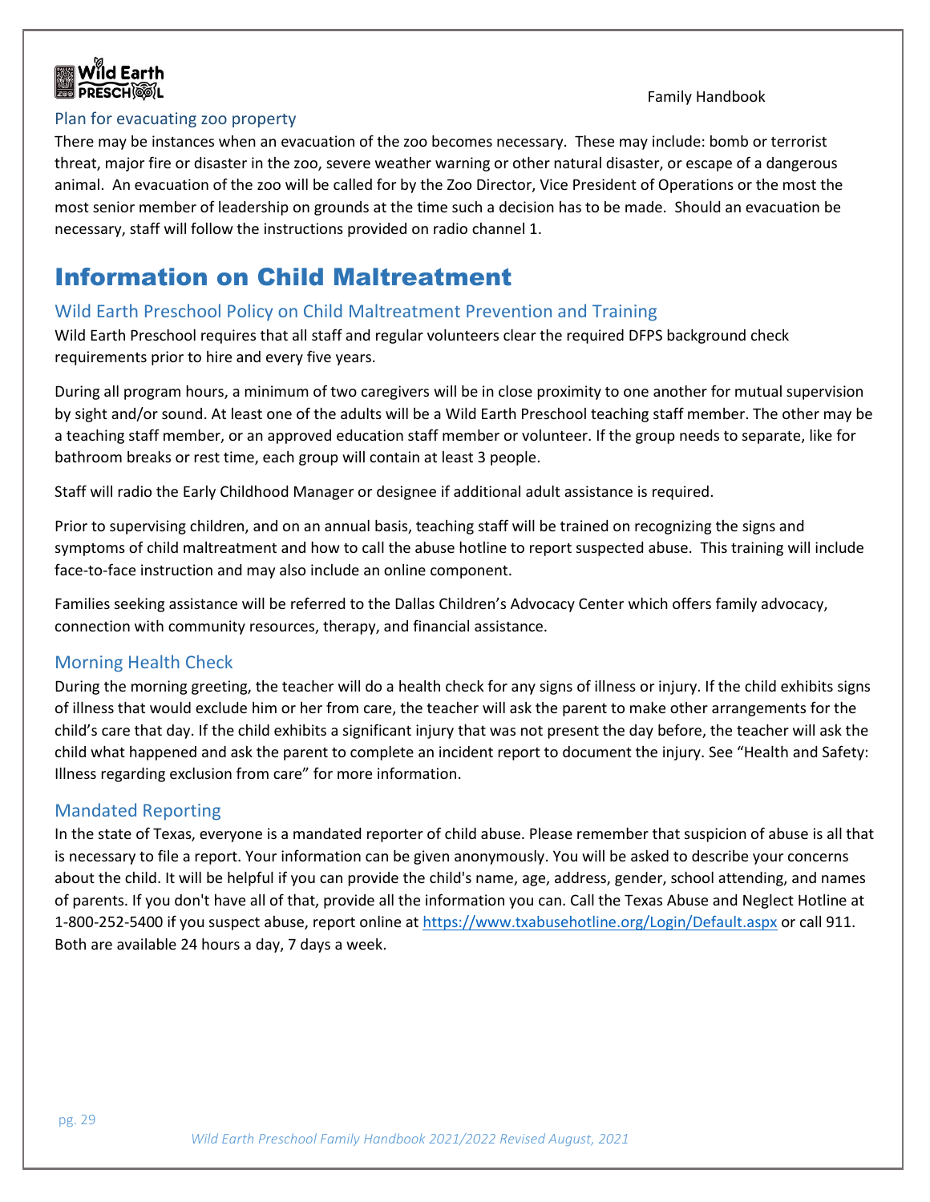### Plan for evacuating zoo property

There may be instances when an evacuation of the zoo becomes necessary. These may include: bomb or terrorist threat, major fire or disaster in the zoo, severe weather warning or other natural disaster, or escape of a dangerous animal. An evacuation of the zoo will be called for by the Zoo Director, Vice President of Operations or the most the most senior member of leadership on grounds at the time such a decision has to be made. Should an evacuation be necessary, staff will follow the instructions provided on radio channel 1.

# Information on Child Maltreatment

### Wild Earth Preschool Policy on Child Maltreatment Prevention and Training

Wild Earth Preschool requires that all staff and regular volunteers clear the required DFPS background check requirements prior to hire and every five years.

During all program hours, a minimum of two caregivers will be in close proximity to one another for mutual supervision by sight and/or sound. At least one of the adults will be a Wild Earth Preschool teaching staff member. The other may be a teaching staff member, or an approved education staff member or volunteer. If the group needs to separate, like for bathroom breaks or rest time, each group will contain at least 3 people.

Staff will radio the Early Childhood Manager or designee if additional adult assistance is required.

Prior to supervising children, and on an annual basis, teaching staff will be trained on recognizing the signs and symptoms of child maltreatment and how to call the abuse hotline to report suspected abuse. This training will include face-to-face instruction and may also include an online component.

Families seeking assistance will be referred to the Dallas Children's Advocacy Center which offers family advocacy, connection with community resources, therapy, and financial assistance.

### Morning Health Check

During the morning greeting, the teacher will do a health check for any signs of illness or injury. If the child exhibits signs of illness that would exclude him or her from care, the teacher will ask the parent to make other arrangements for the child's care that day. If the child exhibits a significant injury that was not present the day before, the teacher will ask the child what happened and ask the parent to complete an incident report to document the injury. See "Health and Safety: Illness regarding exclusion from care" for more information.

### Mandated Reporting

In the state of Texas, everyone is a mandated reporter of child abuse. Please remember that suspicion of abuse is all that is necessary to file a report. Your information can be given anonymously. You will be asked to describe your concerns about the child. It will be helpful if you can provide the child's name, age, address, gender, school attending, and names of parents. If you don't have all of that, provide all the information you can. Call the Texas Abuse and Neglect Hotline at 1-800-252-5400 if you suspect abuse, report online at https://www.txabusehotline.org/Login/Default.aspx or call 911. Both are available 24 hours a day, 7 days a week.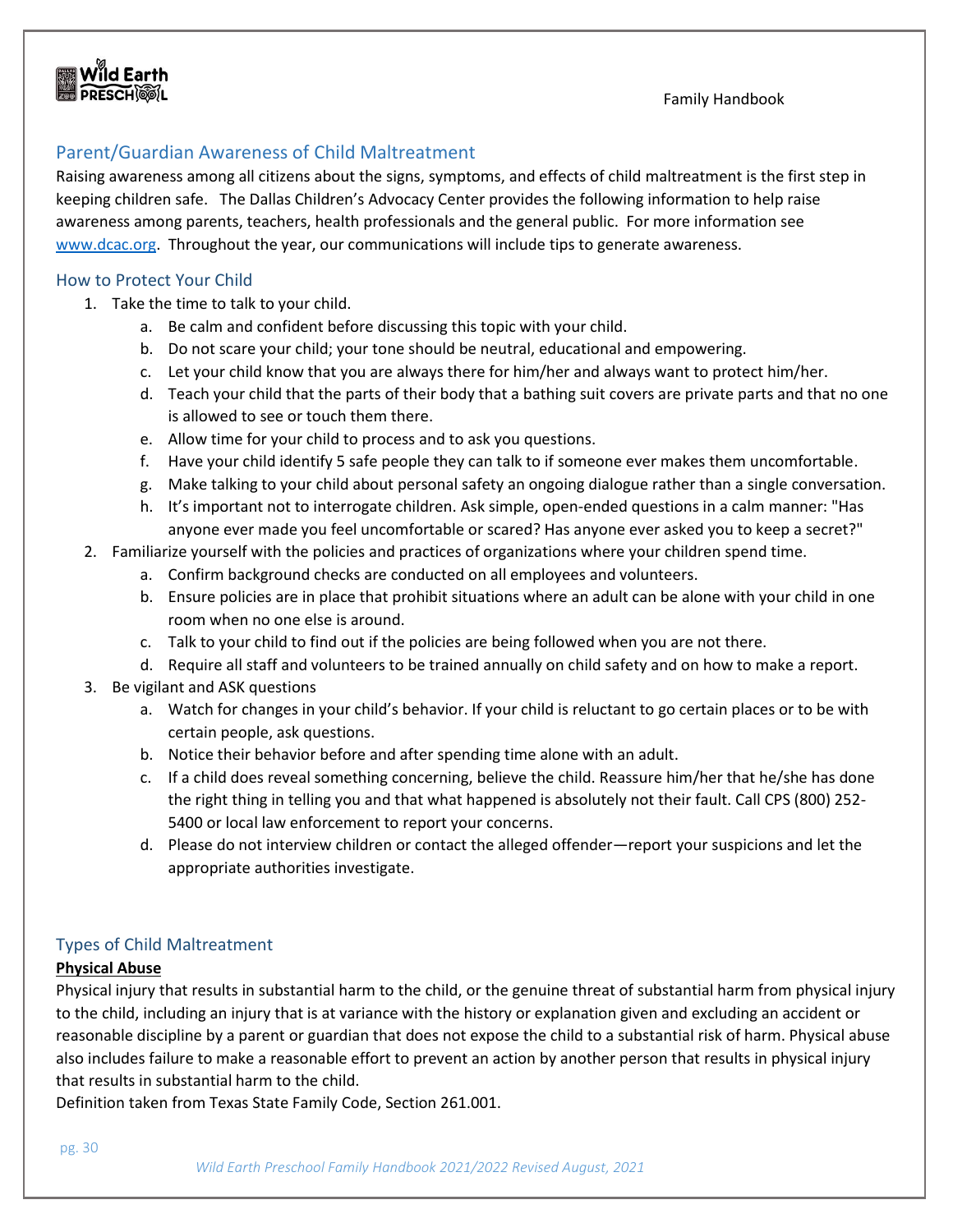## Parent/Guardian Awareness of Child Maltreatment

Raising awareness among all citizens about the signs, symptoms, and effects of child maltreatment is the first step in keeping children safe. The Dallas Children's Advocacy Center provides the following information to help raise awareness among parents, teachers, health professionals and the general public. For more information see [www.dcac.org](www.dcac.org). Throughout the year, our communications will include tips to generate awareness.

### How to Protect Your Child

1. Take the time to talk to your child.
    a. Be calm and confident before discussing this topic with your child.
    b. Do not scare your child; your tone should be neutral, educational and empowering.
    c. Let your child know that you are always there for him/her and always want to protect him/her.
    d. Teach your child that the parts of their body that a bathing suit covers are private parts and that no one is allowed to see or touch them there.
    e. Allow time for your child to process and to ask you questions.
    f. Have your child identify 5 safe people they can talk to if someone ever makes them uncomfortable.
    g. Make talking to your child about personal safety an ongoing dialogue rather than a single conversation.
    h. It's important not to interrogate children. Ask simple, open-ended questions in a calm manner: "Has anyone ever made you feel uncomfortable or scared? Has anyone ever asked you to keep a secret?"
2. Familiarize yourself with the policies and practices of organizations where your children spend time.
    a. Confirm background checks are conducted on all employees and volunteers.
    b. Ensure policies are in place that prohibit situations where an adult can be alone with your child in one room when no one else is around.
    c. Talk to your child to find out if the policies are being followed when you are not there.
    d. Require all staff and volunteers to be trained annually on child safety and on how to make a report.
3. Be vigilant and ASK questions
    a. Watch for changes in your child's behavior. If your child is reluctant to go certain places or to be with certain people, ask questions.
    b. Notice their behavior before and after spending time alone with an adult.
    c. If a child does reveal something concerning, believe the child. Reassure him/her that he/she has done the right thing in telling you and that what happened is absolutely not their fault. Call CPS (800) 252-5400 or local law enforcement to report your concerns.
    d. Please do not interview children or contact the alleged offender—report your suspicions and let the appropriate authorities investigate.

## Types of Child Maltreatment

**Physical Abuse**

Physical injury that results in substantial harm to the child, or the genuine threat of substantial harm from physical injury to the child, including an injury that is at variance with the history or explanation given and excluding an accident or reasonable discipline by a parent or guardian that does not expose the child to a substantial risk of harm. Physical abuse also includes failure to make a reasonable effort to prevent an action by another person that results in physical injury that results in substantial harm to the child.

Definition taken from Texas State Family Code, Section 261.001.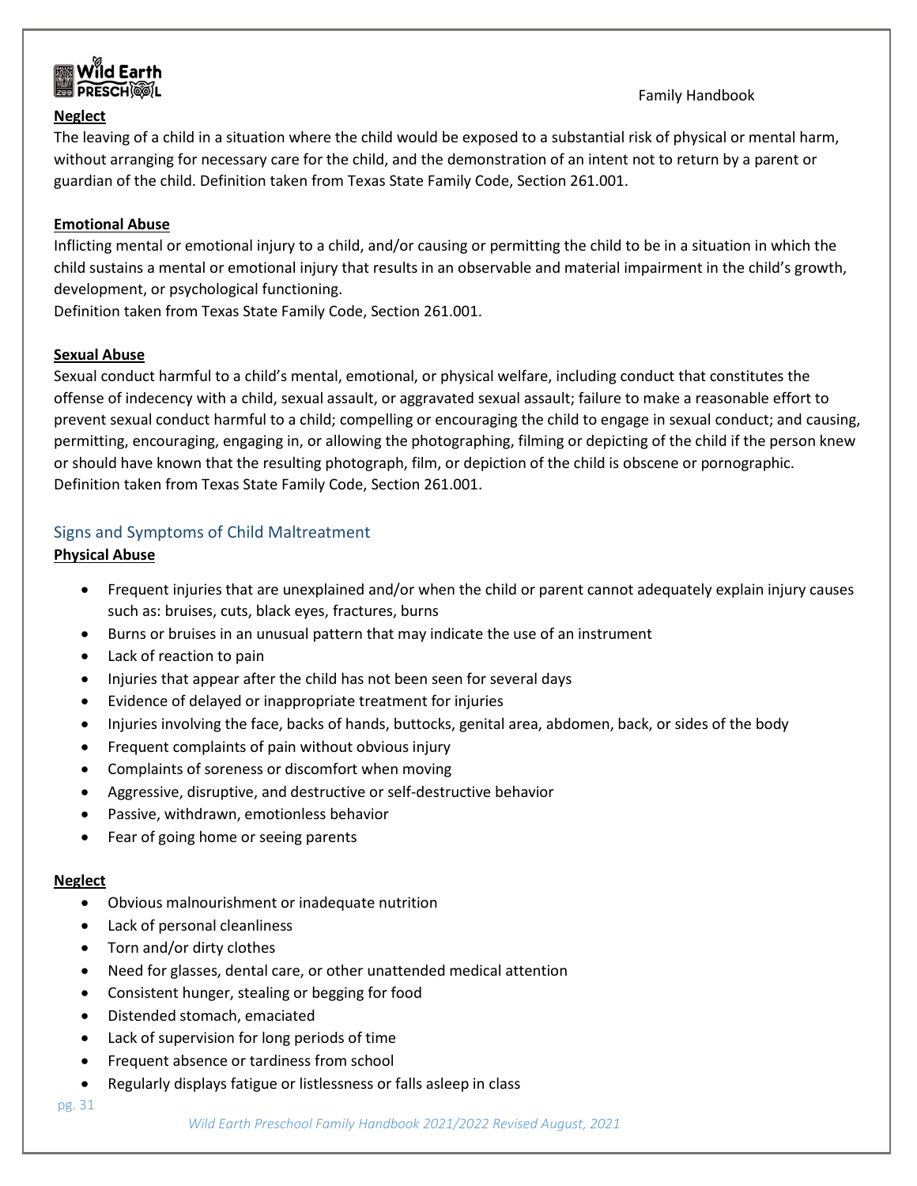**Neglect**

The leaving of a child in a situation where the child would be exposed to a substantial risk of physical or mental harm, without arranging for necessary care for the child, and the demonstration of an intent not to return by a parent or guardian of the child. Definition taken from Texas State Family Code, Section 261.001.

**Emotional Abuse**

Inflicting mental or emotional injury to a child, and/or causing or permitting the child to be in a situation in which the child sustains a mental or emotional injury that results in an observable and material impairment in the child's growth, development, or psychological functioning.
Definition taken from Texas State Family Code, Section 261.001.

**Sexual Abuse**

Sexual conduct harmful to a child's mental, emotional, or physical welfare, including conduct that constitutes the offense of indecency with a child, sexual assault, or aggravated sexual assault; failure to make a reasonable effort to prevent sexual conduct harmful to a child; compelling or encouraging the child to engage in sexual conduct; and causing, permitting, encouraging, engaging in, or allowing the photographing, filming or depicting of the child if the person knew or should have known that the resulting photograph, film, or depiction of the child is obscene or pornographic.
Definition taken from Texas State Family Code, Section 261.001.

## Signs and Symptoms of Child Maltreatment

**Physical Abuse**

- Frequent injuries that are unexplained and/or when the child or parent cannot adequately explain injury causes such as: bruises, cuts, black eyes, fractures, burns
- Burns or bruises in an unusual pattern that may indicate the use of an instrument
- Lack of reaction to pain
- Injuries that appear after the child has not been seen for several days
- Evidence of delayed or inappropriate treatment for injuries
- Injuries involving the face, backs of hands, buttocks, genital area, abdomen, back, or sides of the body
- Frequent complaints of pain without obvious injury
- Complaints of soreness or discomfort when moving
- Aggressive, disruptive, and destructive or self-destructive behavior
- Passive, withdrawn, emotionless behavior
- Fear of going home or seeing parents

**Neglect**

- Obvious malnourishment or inadequate nutrition
- Lack of personal cleanliness
- Torn and/or dirty clothes
- Need for glasses, dental care, or other unattended medical attention
- Consistent hunger, stealing or begging for food
- Distended stomach, emaciated
- Lack of supervision for long periods of time
- Frequent absence or tardiness from school
- Regularly displays fatigue or listlessness or falls asleep in class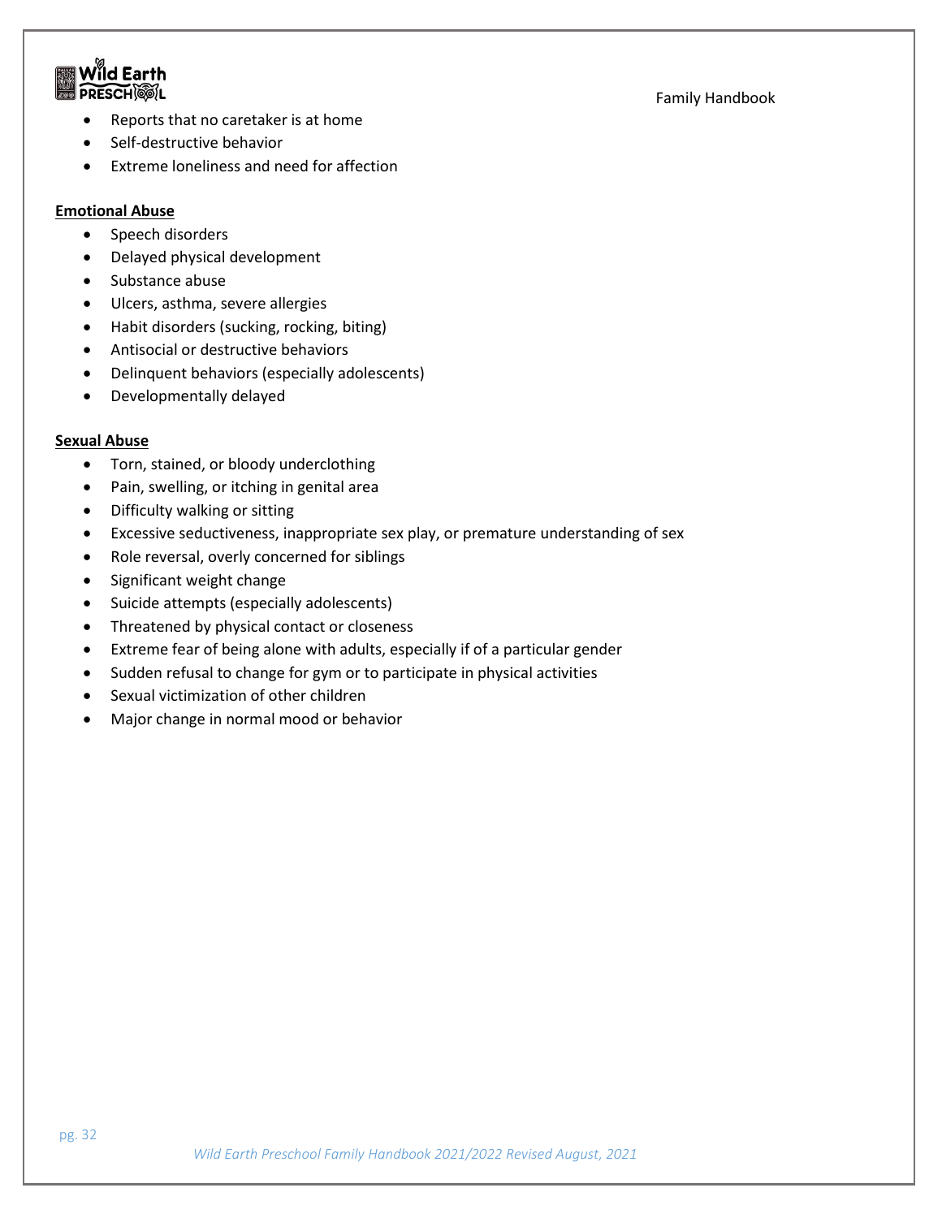- Reports that no caretaker is at home
- Self-destructive behavior
- Extreme loneliness and need for affection

**Emotional Abuse**

- Speech disorders
- Delayed physical development
- Substance abuse
- Ulcers, asthma, severe allergies
- Habit disorders (sucking, rocking, biting)
- Antisocial or destructive behaviors
- Delinquent behaviors (especially adolescents)
- Developmentally delayed

**Sexual Abuse**

- Torn, stained, or bloody underclothing
- Pain, swelling, or itching in genital area
- Difficulty walking or sitting
- Excessive seductiveness, inappropriate sex play, or premature understanding of sex
- Role reversal, overly concerned for siblings
- Significant weight change
- Suicide attempts (especially adolescents)
- Threatened by physical contact or closeness
- Extreme fear of being alone with adults, especially if of a particular gender
- Sudden refusal to change for gym or to participate in physical activities
- Sexual victimization of other children
- Major change in normal mood or behavior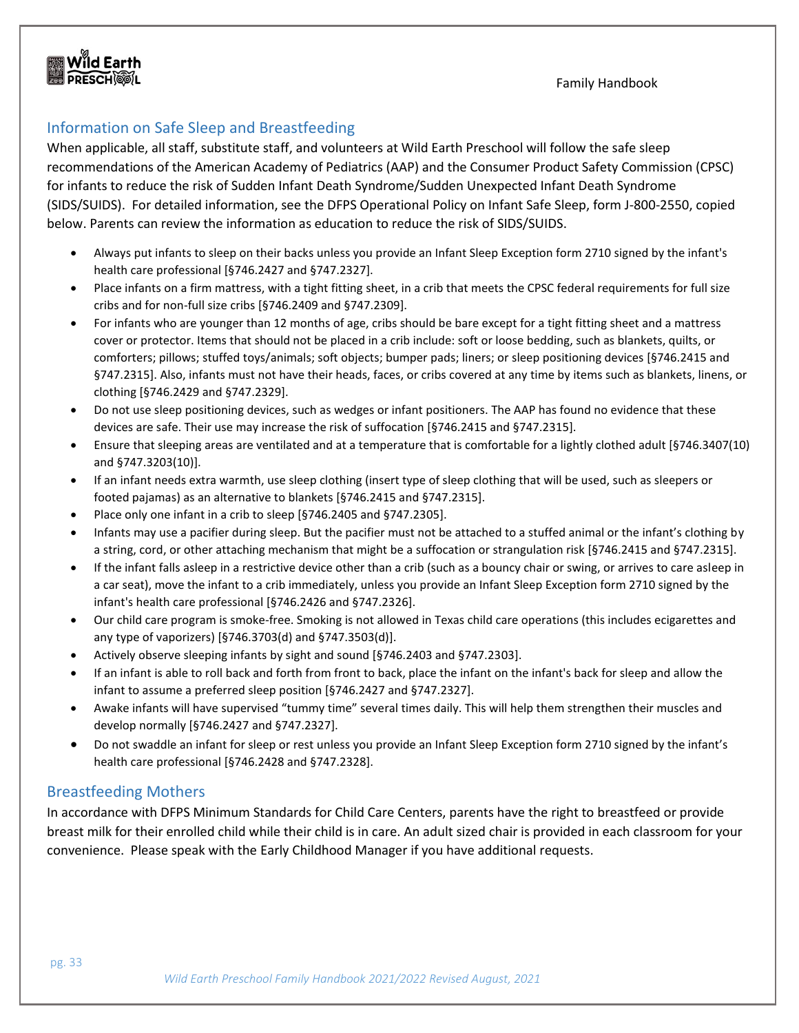## Information on Safe Sleep and Breastfeeding

When applicable, all staff, substitute staff, and volunteers at Wild Earth Preschool will follow the safe sleep recommendations of the American Academy of Pediatrics (AAP) and the Consumer Product Safety Commission (CPSC) for infants to reduce the risk of Sudden Infant Death Syndrome/Sudden Unexpected Infant Death Syndrome (SIDS/SUIDS). For detailed information, see the DFPS Operational Policy on Infant Safe Sleep, form J-800-2550, copied below. Parents can review the information as education to reduce the risk of SIDS/SUIDS.

- Always put infants to sleep on their backs unless you provide an Infant Sleep Exception form 2710 signed by the infant's health care professional [§746.2427 and §747.2327].
- Place infants on a firm mattress, with a tight fitting sheet, in a crib that meets the CPSC federal requirements for full size cribs and for non-full size cribs [§746.2409 and §747.2309].
- For infants who are younger than 12 months of age, cribs should be bare except for a tight fitting sheet and a mattress cover or protector. Items that should not be placed in a crib include: soft or loose bedding, such as blankets, quilts, or comforters; pillows; stuffed toys/animals; soft objects; bumper pads; liners; or sleep positioning devices [§746.2415 and §747.2315]. Also, infants must not have their heads, faces, or cribs covered at any time by items such as blankets, linens, or clothing [§746.2429 and §747.2329].
- Do not use sleep positioning devices, such as wedges or infant positioners. The AAP has found no evidence that these devices are safe. Their use may increase the risk of suffocation [§746.2415 and §747.2315].
- Ensure that sleeping areas are ventilated and at a temperature that is comfortable for a lightly clothed adult [§746.3407(10) and §747.3203(10)].
- If an infant needs extra warmth, use sleep clothing (insert type of sleep clothing that will be used, such as sleepers or footed pajamas) as an alternative to blankets [§746.2415 and §747.2315].
- Place only one infant in a crib to sleep [§746.2405 and §747.2305].
- Infants may use a pacifier during sleep. But the pacifier must not be attached to a stuffed animal or the infant's clothing by a string, cord, or other attaching mechanism that might be a suffocation or strangulation risk [§746.2415 and §747.2315].
- If the infant falls asleep in a restrictive device other than a crib (such as a bouncy chair or swing, or arrives to care asleep in a car seat), move the infant to a crib immediately, unless you provide an Infant Sleep Exception form 2710 signed by the infant's health care professional [§746.2426 and §747.2326].
- Our child care program is smoke-free. Smoking is not allowed in Texas child care operations (this includes ecigarettes and any type of vaporizers) [§746.3703(d) and §747.3503(d)].
- Actively observe sleeping infants by sight and sound [§746.2403 and §747.2303].
- If an infant is able to roll back and forth from front to back, place the infant on the infant's back for sleep and allow the infant to assume a preferred sleep position [§746.2427 and §747.2327].
- Awake infants will have supervised "tummy time" several times daily. This will help them strengthen their muscles and develop normally [§746.2427 and §747.2327].
- Do not swaddle an infant for sleep or rest unless you provide an Infant Sleep Exception form 2710 signed by the infant's health care professional [§746.2428 and §747.2328].

## Breastfeeding Mothers

In accordance with DFPS Minimum Standards for Child Care Centers, parents have the right to breastfeed or provide breast milk for their enrolled child while their child is in care. An adult sized chair is provided in each classroom for your convenience. Please speak with the Early Childhood Manager if you have additional requests.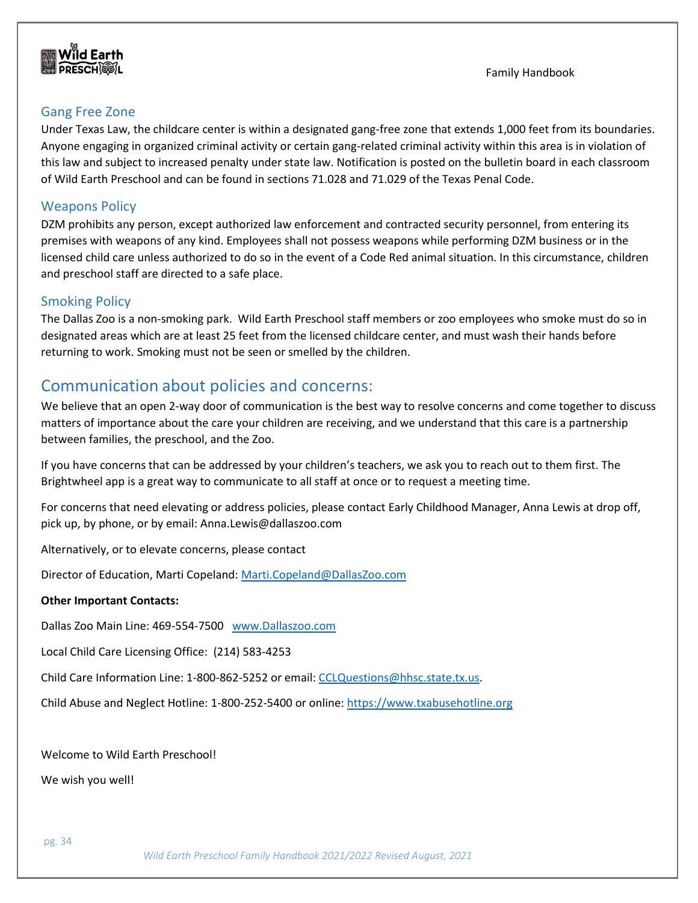## Gang Free Zone

Under Texas Law, the childcare center is within a designated gang-free zone that extends 1,000 feet from its boundaries. Anyone engaging in organized criminal activity or certain gang-related criminal activity within this area is in violation of this law and subject to increased penalty under state law. Notification is posted on the bulletin board in each classroom of Wild Earth Preschool and can be found in sections 71.028 and 71.029 of the Texas Penal Code.

## Weapons Policy

DZM prohibits any person, except authorized law enforcement and contracted security personnel, from entering its premises with weapons of any kind. Employees shall not possess weapons while performing DZM business or in the licensed child care unless authorized to do so in the event of a Code Red animal situation. In this circumstance, children and preschool staff are directed to a safe place.

## Smoking Policy

The Dallas Zoo is a non-smoking park. Wild Earth Preschool staff members or zoo employees who smoke must do so in designated areas which are at least 25 feet from the licensed childcare center, and must wash their hands before returning to work. Smoking must not be seen or smelled by the children.

# Communication about policies and concerns:

We believe that an open 2-way door of communication is the best way to resolve concerns and come together to discuss matters of importance about the care your children are receiving, and we understand that this care is a partnership between families, the preschool, and the Zoo.

If you have concerns that can be addressed by your children's teachers, we ask you to reach out to them first. The Brightwheel app is a great way to communicate to all staff at once or to request a meeting time.

For concerns that need elevating or address policies, please contact Early Childhood Manager, Anna Lewis at drop off, pick up, by phone, or by email: Anna.Lewis@dallaszoo.com

Alternatively, or to elevate concerns, please contact

Director of Education, Marti Copeland: Marti.Copeland@DallasZoo.com

**Other Important Contacts:**

Dallas Zoo Main Line: 469-554-7500 www.Dallaszoo.com

Local Child Care Licensing Office: (214) 583-4253

Child Care Information Line: 1-800-862-5252 or email: CCLQuestions@hhsc.state.tx.us.

Child Abuse and Neglect Hotline: 1-800-252-5400 or online: https://www.txabusehotline.org

Welcome to Wild Earth Preschool!

We wish you well!